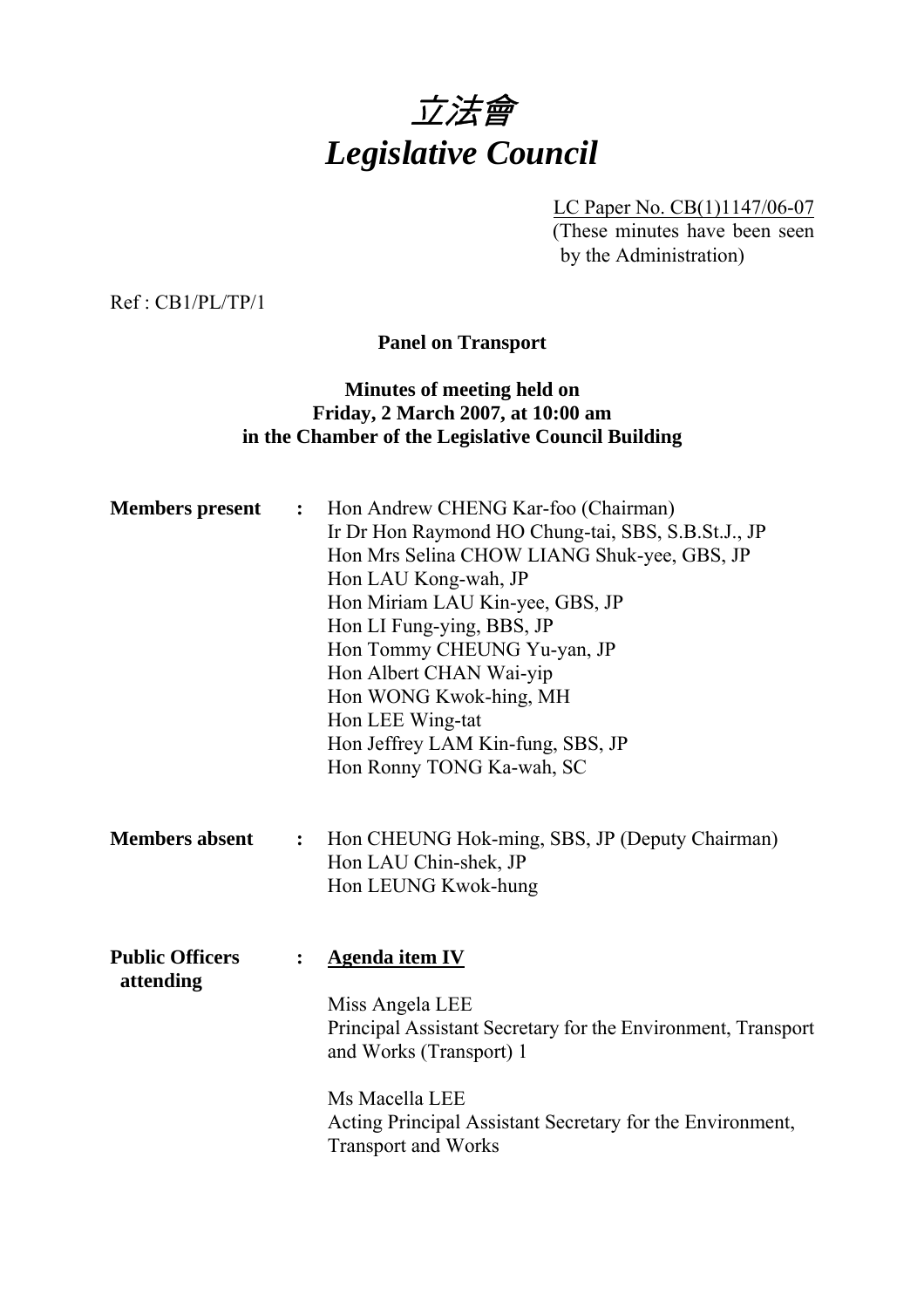# *立法會*
# *Legislative Council*

LC Paper No. CB(1)1147/06-07
(These minutes have been seen by the Administration)

Ref : CB1/PL/TP/1

**Panel on Transport**

**Minutes of meeting held on Friday, 2 March 2007, at 10:00 am in the Chamber of the Legislative Council Building**

**Members present** : Hon Andrew CHENG Kar-foo (Chairman)
Ir Dr Hon Raymond HO Chung-tai, SBS, S.B.St.J., JP
Hon Mrs Selina CHOW LIANG Shuk-yee, GBS, JP
Hon LAU Kong-wah, JP
Hon Miriam LAU Kin-yee, GBS, JP
Hon LI Fung-ying, BBS, JP
Hon Tommy CHEUNG Yu-yan, JP
Hon Albert CHAN Wai-yip
Hon WONG Kwok-hing, MH
Hon LEE Wing-tat
Hon Jeffrey LAM Kin-fung, SBS, JP
Hon Ronny TONG Ka-wah, SC

**Members absent** : Hon CHEUNG Hok-ming, SBS, JP (Deputy Chairman)
Hon LAU Chin-shek, JP
Hon LEUNG Kwok-hung

**Public Officers attending** : **Agenda item IV**

Miss Angela LEE
Principal Assistant Secretary for the Environment, Transport and Works (Transport) 1

Ms Macella LEE
Acting Principal Assistant Secretary for the Environment, Transport and Works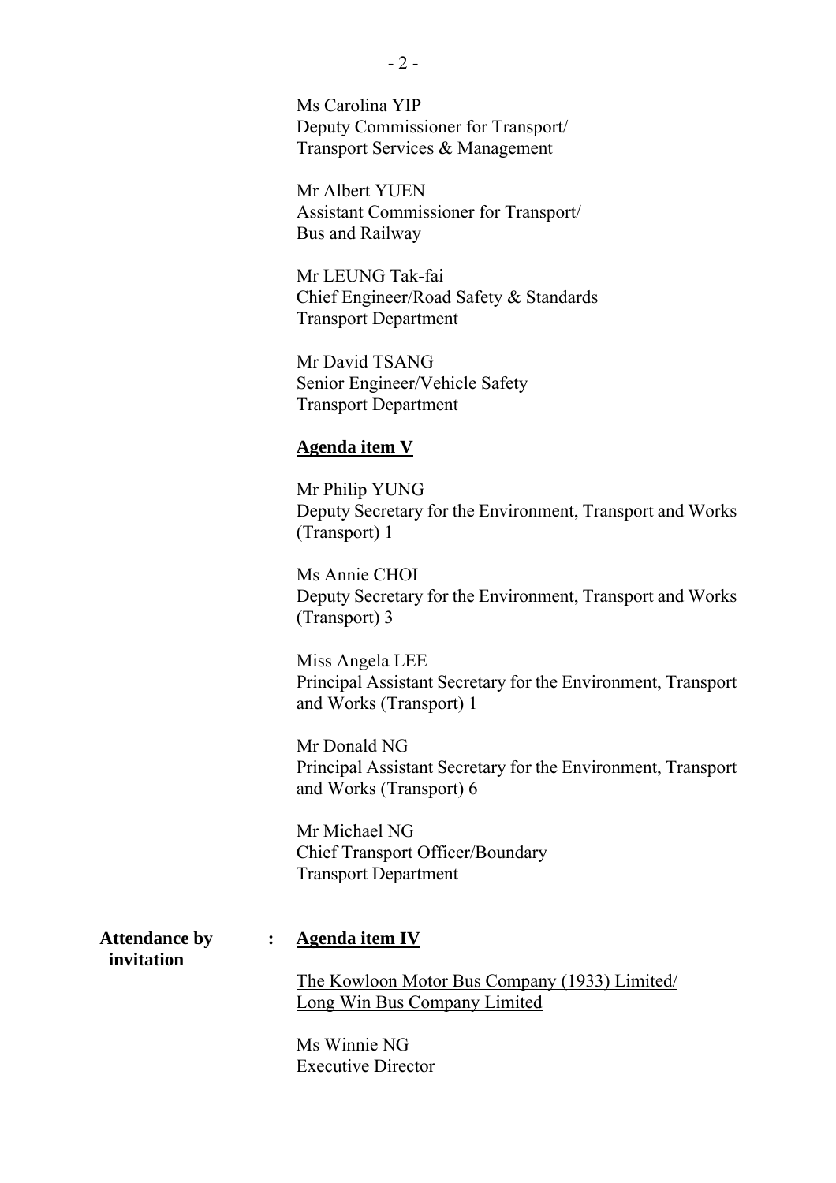Ms Carolina YIP
Deputy Commissioner for Transport/
Transport Services & Management

Mr Albert YUEN
Assistant Commissioner for Transport/
Bus and Railway

Mr LEUNG Tak-fai
Chief Engineer/Road Safety & Standards
Transport Department

Mr David TSANG
Senior Engineer/Vehicle Safety
Transport Department

**Agenda item V**

Mr Philip YUNG
Deputy Secretary for the Environment, Transport and Works (Transport) 1

Ms Annie CHOI
Deputy Secretary for the Environment, Transport and Works (Transport) 3

Miss Angela LEE
Principal Assistant Secretary for the Environment, Transport and Works (Transport) 1

Mr Donald NG
Principal Assistant Secretary for the Environment, Transport and Works (Transport) 6

Mr Michael NG
Chief Transport Officer/Boundary
Transport Department

**Attendance by invitation** : **Agenda item IV**

The Kowloon Motor Bus Company (1933) Limited/
Long Win Bus Company Limited

Ms Winnie NG
Executive Director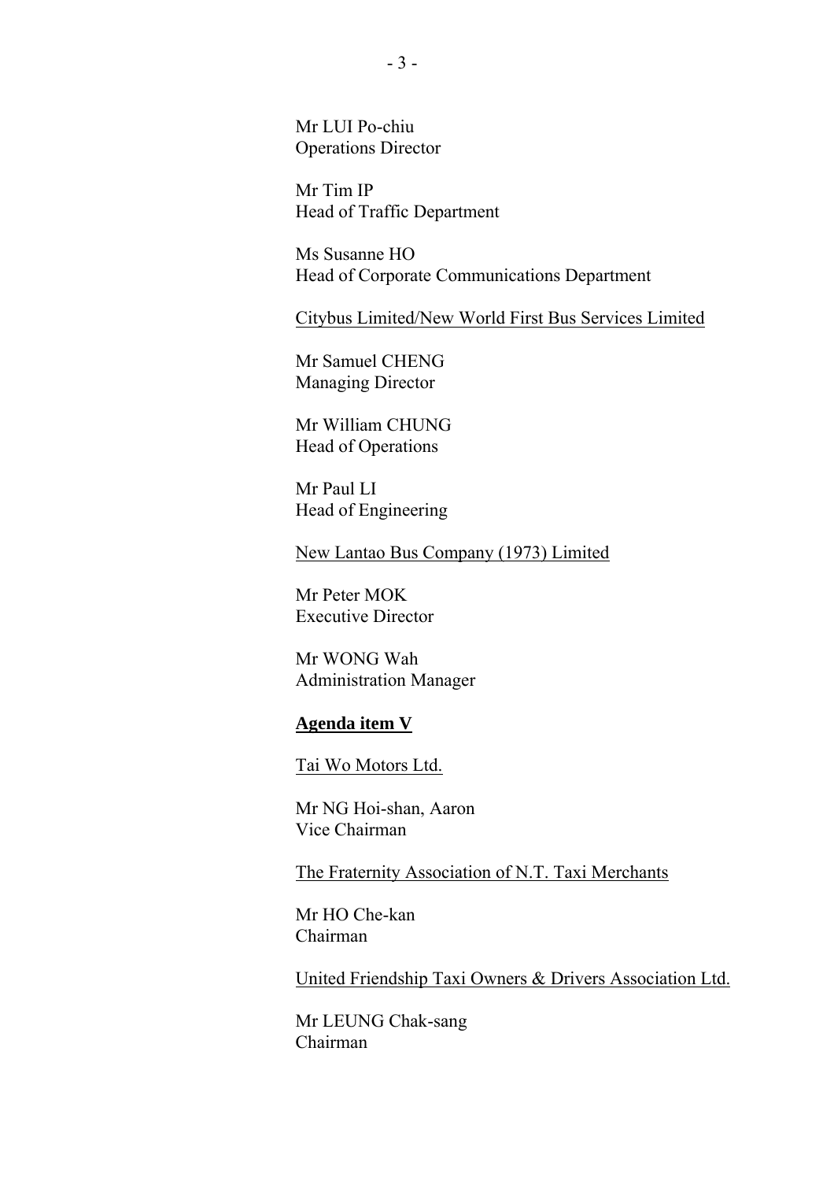Mr LUI Po-chiu
Operations Director

Mr Tim IP
Head of Traffic Department

Ms Susanne HO
Head of Corporate Communications Department

Citybus Limited/New World First Bus Services Limited

Mr Samuel CHENG
Managing Director

Mr William CHUNG
Head of Operations

Mr Paul LI
Head of Engineering

New Lantao Bus Company (1973) Limited

Mr Peter MOK
Executive Director

Mr WONG Wah
Administration Manager

**Agenda item V**

Tai Wo Motors Ltd.

Mr NG Hoi-shan, Aaron
Vice Chairman

The Fraternity Association of N.T. Taxi Merchants

Mr HO Che-kan
Chairman

United Friendship Taxi Owners & Drivers Association Ltd.

Mr LEUNG Chak-sang
Chairman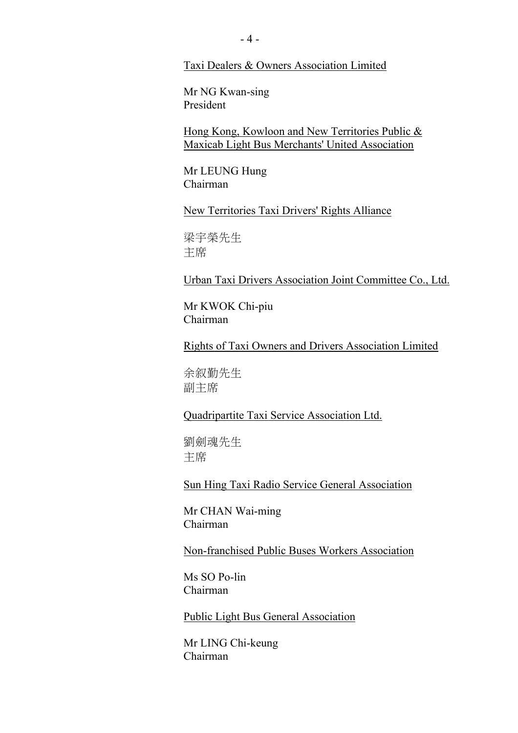<u>Taxi Dealers & Owners Association Limited</u>

Mr NG Kwan-sing
President

<u>Hong Kong, Kowloon and New Territories Public & Maxicab Light Bus Merchants' United Association</u>

Mr LEUNG Hung
Chairman

<u>New Territories Taxi Drivers' Rights Alliance</u>

梁宇榮先生
主席

<u>Urban Taxi Drivers Association Joint Committee Co., Ltd.</u>

Mr KWOK Chi-piu
Chairman

<u>Rights of Taxi Owners and Drivers Association Limited</u>

余叙勤先生
副主席

<u>Quadripartite Taxi Service Association Ltd.</u>

劉劍魂先生
主席

<u>Sun Hing Taxi Radio Service General Association</u>

Mr CHAN Wai-ming
Chairman

<u>Non-franchised Public Buses Workers Association</u>

Ms SO Po-lin
Chairman

<u>Public Light Bus General Association</u>

Mr LING Chi-keung
Chairman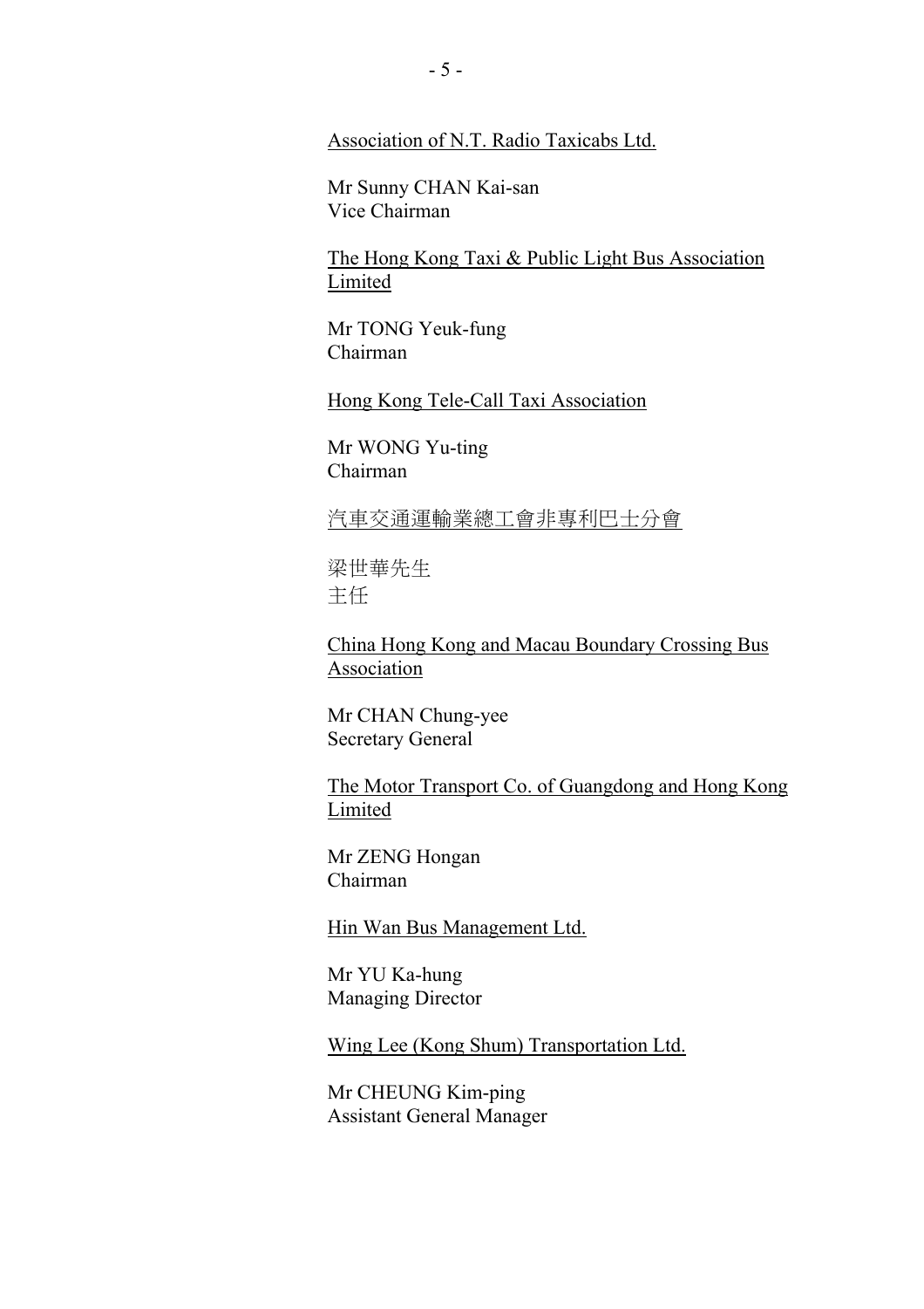<u>Association of N.T. Radio Taxicabs Ltd.</u>

Mr Sunny CHAN Kai-san
Vice Chairman

<u>The Hong Kong Taxi & Public Light Bus Association Limited</u>

Mr TONG Yeuk-fung
Chairman

<u>Hong Kong Tele-Call Taxi Association</u>

Mr WONG Yu-ting
Chairman

<u>汽車交通運輸業總工會非專利巴士分會</u>

梁世華先生
主任

<u>China Hong Kong and Macau Boundary Crossing Bus Association</u>

Mr CHAN Chung-yee
Secretary General

<u>The Motor Transport Co. of Guangdong and Hong Kong Limited</u>

Mr ZENG Hongan
Chairman

<u>Hin Wan Bus Management Ltd.</u>

Mr YU Ka-hung
Managing Director

<u>Wing Lee (Kong Shum) Transportation Ltd.</u>

Mr CHEUNG Kim-ping
Assistant General Manager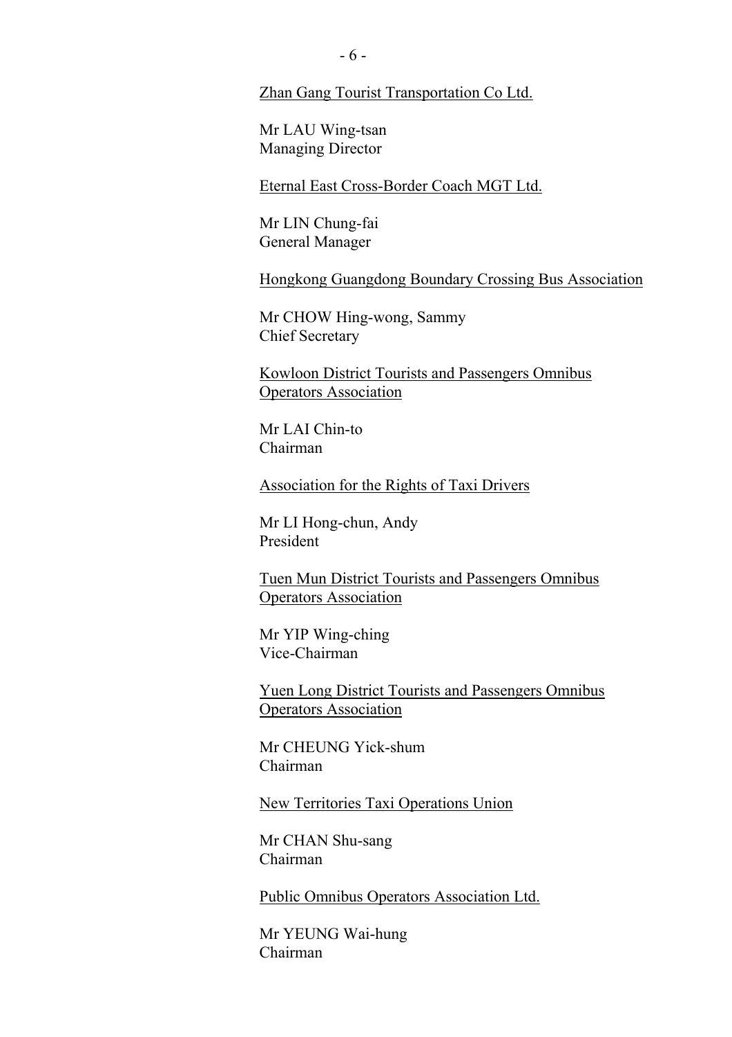Zhan Gang Tourist Transportation Co Ltd.

Mr LAU Wing-tsan
Managing Director

Eternal East Cross-Border Coach MGT Ltd.

Mr LIN Chung-fai
General Manager

Hongkong Guangdong Boundary Crossing Bus Association

Mr CHOW Hing-wong, Sammy
Chief Secretary

Kowloon District Tourists and Passengers Omnibus Operators Association

Mr LAI Chin-to
Chairman

Association for the Rights of Taxi Drivers

Mr LI Hong-chun, Andy
President

Tuen Mun District Tourists and Passengers Omnibus Operators Association

Mr YIP Wing-ching
Vice-Chairman

Yuen Long District Tourists and Passengers Omnibus Operators Association

Mr CHEUNG Yick-shum
Chairman

New Territories Taxi Operations Union

Mr CHAN Shu-sang
Chairman

Public Omnibus Operators Association Ltd.

Mr YEUNG Wai-hung
Chairman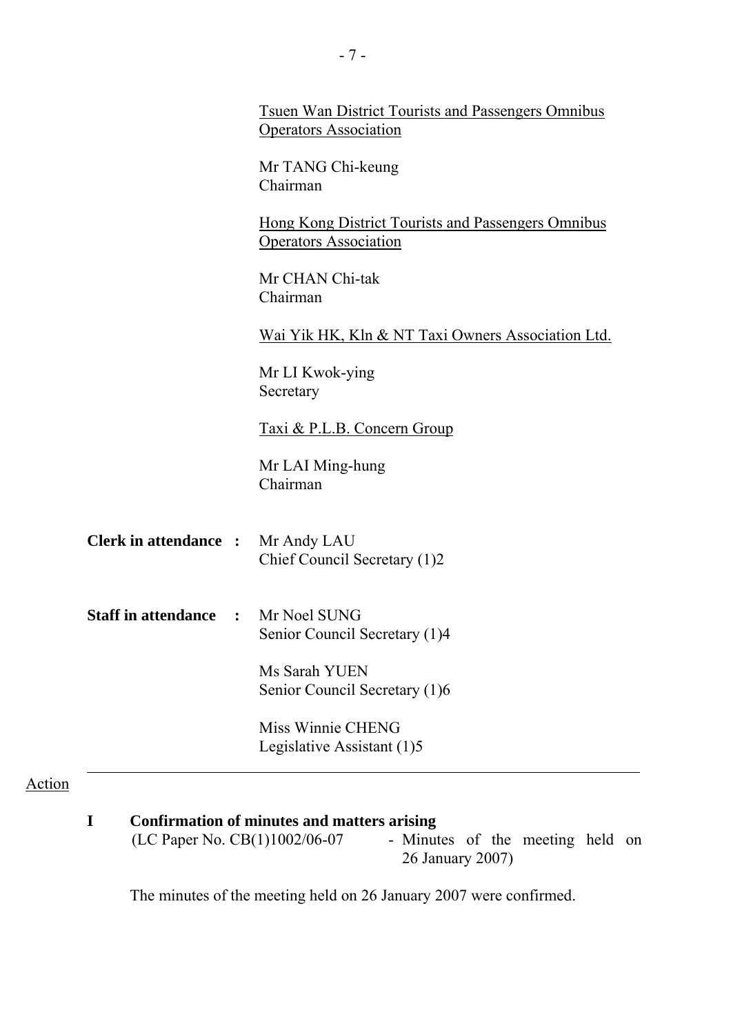<u>Tsuen Wan District Tourists and Passengers Omnibus Operators Association</u>

Mr TANG Chi-keung
Chairman

<u>Hong Kong District Tourists and Passengers Omnibus Operators Association</u>

Mr CHAN Chi-tak
Chairman

<u>Wai Yik HK, Kln & NT Taxi Owners Association Ltd.</u>

Mr LI Kwok-ying
Secretary

<u>Taxi & P.L.B. Concern Group</u>

Mr LAI Ming-hung
Chairman

**Clerk in attendance :** Mr Andy LAU
Chief Council Secretary (1)2

**Staff in attendance :** Mr Noel SUNG
Senior Council Secretary (1)4

Ms Sarah YUEN
Senior Council Secretary (1)6

Miss Winnie CHENG
Legislative Assistant (1)5

---

<u>Action</u>

**I Confirmation of minutes and matters arising**

(LC Paper No. CB(1)1002/06-07 - Minutes of the meeting held on 26 January 2007)

The minutes of the meeting held on 26 January 2007 were confirmed.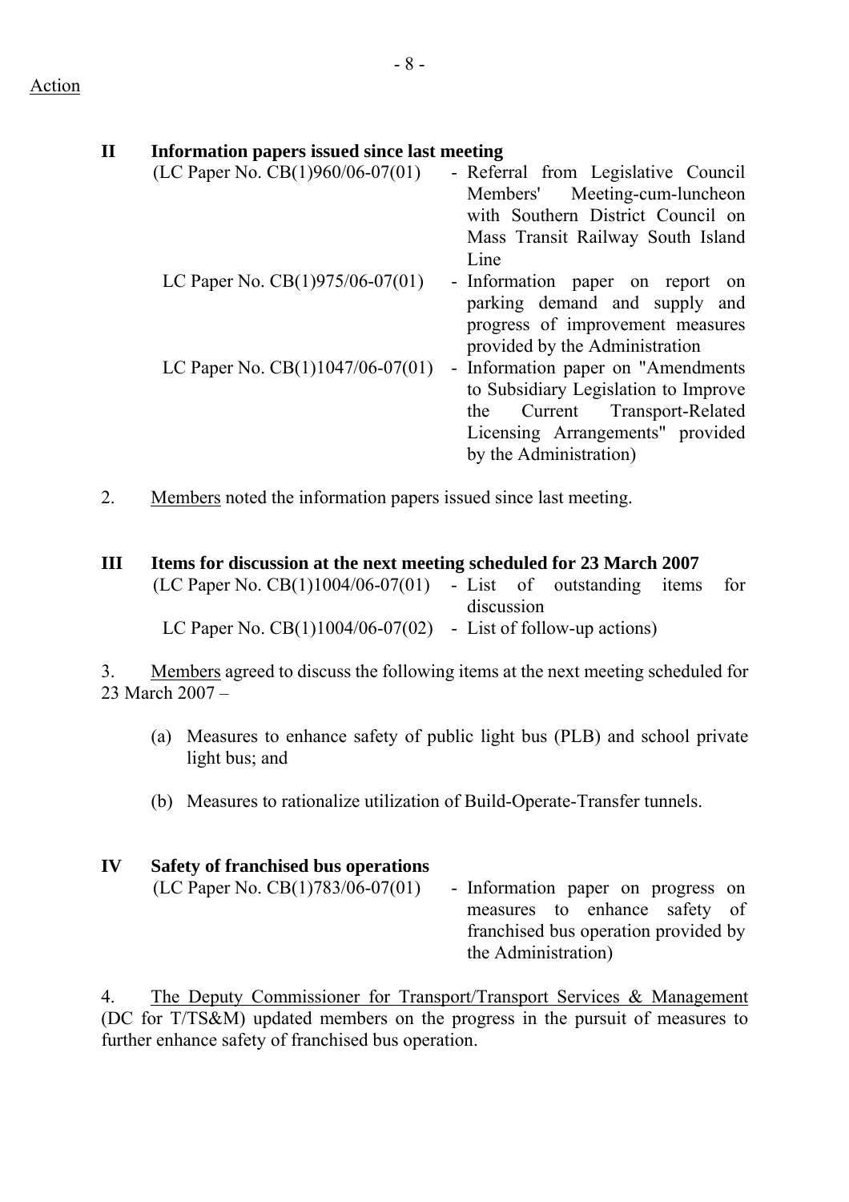Action

## II Information papers issued since last meeting

(LC Paper No. CB(1)960/06-07(01) - Referral from Legislative Council Members' Meeting-cum-luncheon with Southern District Council on Mass Transit Railway South Island Line

LC Paper No. CB(1)975/06-07(01) - Information paper on report on parking demand and supply and progress of improvement measures provided by the Administration

LC Paper No. CB(1)1047/06-07(01) - Information paper on "Amendments to Subsidiary Legislation to Improve the Current Transport-Related Licensing Arrangements" provided by the Administration)

2. Members noted the information papers issued since last meeting.

## III Items for discussion at the next meeting scheduled for 23 March 2007

(LC Paper No. CB(1)1004/06-07(01) - List of outstanding items for discussion

LC Paper No. CB(1)1004/06-07(02) - List of follow-up actions)

3. Members agreed to discuss the following items at the next meeting scheduled for 23 March 2007 –

(a) Measures to enhance safety of public light bus (PLB) and school private light bus; and

(b) Measures to rationalize utilization of Build-Operate-Transfer tunnels.

## IV Safety of franchised bus operations

(LC Paper No. CB(1)783/06-07(01) - Information paper on progress on measures to enhance safety of franchised bus operation provided by the Administration)

4. The Deputy Commissioner for Transport/Transport Services & Management (DC for T/TS&M) updated members on the progress in the pursuit of measures to further enhance safety of franchised bus operation.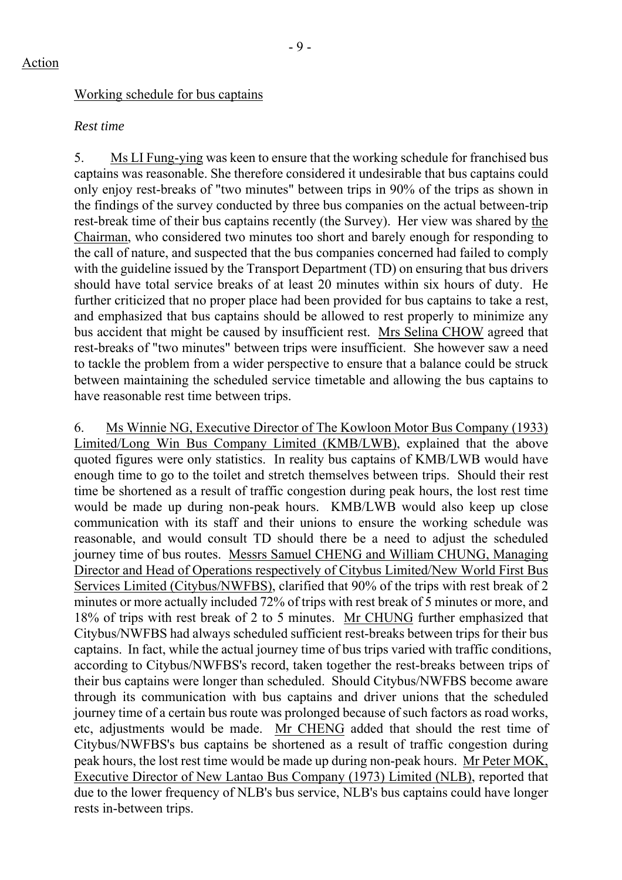Action

Working schedule for bus captains

*Rest time*

5. Ms LI Fung-ying was keen to ensure that the working schedule for franchised bus captains was reasonable. She therefore considered it undesirable that bus captains could only enjoy rest-breaks of "two minutes" between trips in 90% of the trips as shown in the findings of the survey conducted by three bus companies on the actual between-trip rest-break time of their bus captains recently (the Survey). Her view was shared by the Chairman, who considered two minutes too short and barely enough for responding to the call of nature, and suspected that the bus companies concerned had failed to comply with the guideline issued by the Transport Department (TD) on ensuring that bus drivers should have total service breaks of at least 20 minutes within six hours of duty. He further criticized that no proper place had been provided for bus captains to take a rest, and emphasized that bus captains should be allowed to rest properly to minimize any bus accident that might be caused by insufficient rest. Mrs Selina CHOW agreed that rest-breaks of "two minutes" between trips were insufficient. She however saw a need to tackle the problem from a wider perspective to ensure that a balance could be struck between maintaining the scheduled service timetable and allowing the bus captains to have reasonable rest time between trips.

6. Ms Winnie NG, Executive Director of The Kowloon Motor Bus Company (1933) Limited/Long Win Bus Company Limited (KMB/LWB), explained that the above quoted figures were only statistics. In reality bus captains of KMB/LWB would have enough time to go to the toilet and stretch themselves between trips. Should their rest time be shortened as a result of traffic congestion during peak hours, the lost rest time would be made up during non-peak hours. KMB/LWB would also keep up close communication with its staff and their unions to ensure the working schedule was reasonable, and would consult TD should there be a need to adjust the scheduled journey time of bus routes. Messrs Samuel CHENG and William CHUNG, Managing Director and Head of Operations respectively of Citybus Limited/New World First Bus Services Limited (Citybus/NWFBS), clarified that 90% of the trips with rest break of 2 minutes or more actually included 72% of trips with rest break of 5 minutes or more, and 18% of trips with rest break of 2 to 5 minutes. Mr CHUNG further emphasized that Citybus/NWFBS had always scheduled sufficient rest-breaks between trips for their bus captains. In fact, while the actual journey time of bus trips varied with traffic conditions, according to Citybus/NWFBS's record, taken together the rest-breaks between trips of their bus captains were longer than scheduled. Should Citybus/NWFBS become aware through its communication with bus captains and driver unions that the scheduled journey time of a certain bus route was prolonged because of such factors as road works, etc, adjustments would be made. Mr CHENG added that should the rest time of Citybus/NWFBS's bus captains be shortened as a result of traffic congestion during peak hours, the lost rest time would be made up during non-peak hours. Mr Peter MOK, Executive Director of New Lantao Bus Company (1973) Limited (NLB), reported that due to the lower frequency of NLB's bus service, NLB's bus captains could have longer rests in-between trips.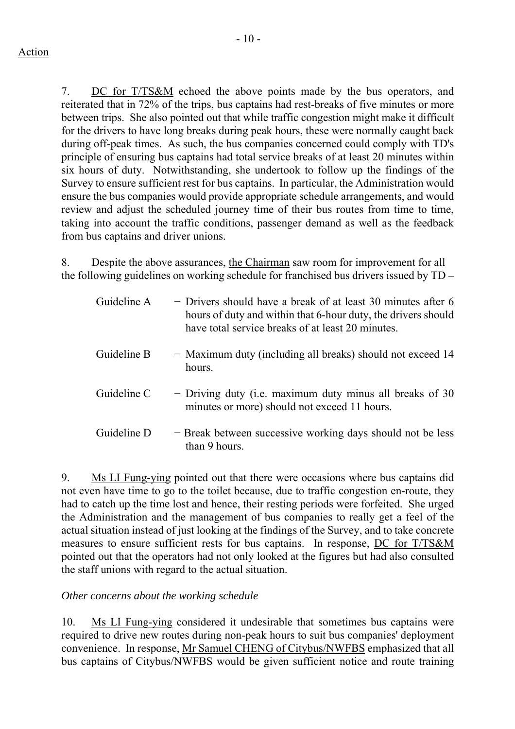Action

7. DC for T/TS&M echoed the above points made by the bus operators, and reiterated that in 72% of the trips, bus captains had rest-breaks of five minutes or more between trips. She also pointed out that while traffic congestion might make it difficult for the drivers to have long breaks during peak hours, these were normally caught back during off-peak times. As such, the bus companies concerned could comply with TD's principle of ensuring bus captains had total service breaks of at least 20 minutes within six hours of duty. Notwithstanding, she undertook to follow up the findings of the Survey to ensure sufficient rest for bus captains. In particular, the Administration would ensure the bus companies would provide appropriate schedule arrangements, and would review and adjust the scheduled journey time of their bus routes from time to time, taking into account the traffic conditions, passenger demand as well as the feedback from bus captains and driver unions.

8. Despite the above assurances, the Chairman saw room for improvement for all the following guidelines on working schedule for franchised bus drivers issued by TD –

| | |
|---|---|
| Guideline A | − Drivers should have a break of at least 30 minutes after 6 hours of duty and within that 6-hour duty, the drivers should have total service breaks of at least 20 minutes. |
| Guideline B | − Maximum duty (including all breaks) should not exceed 14 hours. |
| Guideline C | − Driving duty (i.e. maximum duty minus all breaks of 30 minutes or more) should not exceed 11 hours. |
| Guideline D | − Break between successive working days should not be less than 9 hours. |

9. Ms LI Fung-ying pointed out that there were occasions where bus captains did not even have time to go to the toilet because, due to traffic congestion en-route, they had to catch up the time lost and hence, their resting periods were forfeited. She urged the Administration and the management of bus companies to really get a feel of the actual situation instead of just looking at the findings of the Survey, and to take concrete measures to ensure sufficient rests for bus captains. In response, DC for T/TS&M pointed out that the operators had not only looked at the figures but had also consulted the staff unions with regard to the actual situation.

*Other concerns about the working schedule*

10. Ms LI Fung-ying considered it undesirable that sometimes bus captains were required to drive new routes during non-peak hours to suit bus companies' deployment convenience. In response, Mr Samuel CHENG of Citybus/NWFBS emphasized that all bus captains of Citybus/NWFBS would be given sufficient notice and route training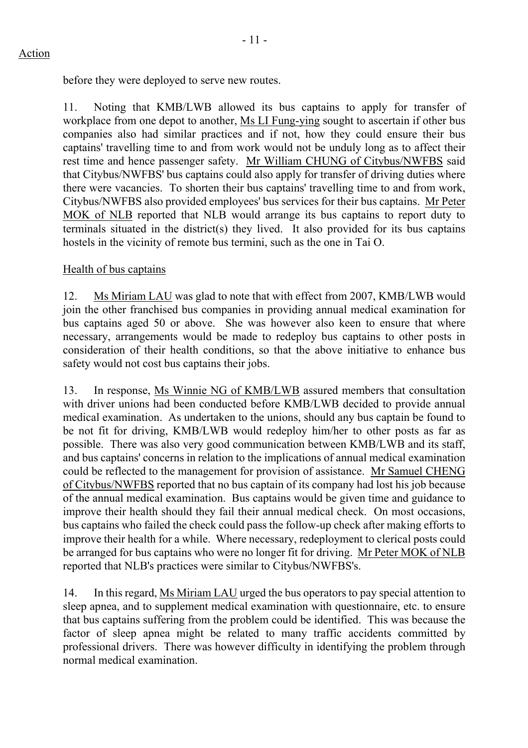before they were deployed to serve new routes.

11. Noting that KMB/LWB allowed its bus captains to apply for transfer of workplace from one depot to another, Ms LI Fung-ying sought to ascertain if other bus companies also had similar practices and if not, how they could ensure their bus captains' travelling time to and from work would not be unduly long as to affect their rest time and hence passenger safety. Mr William CHUNG of Citybus/NWFBS said that Citybus/NWFBS' bus captains could also apply for transfer of driving duties where there were vacancies. To shorten their bus captains' travelling time to and from work, Citybus/NWFBS also provided employees' bus services for their bus captains. Mr Peter MOK of NLB reported that NLB would arrange its bus captains to report duty to terminals situated in the district(s) they lived. It also provided for its bus captains hostels in the vicinity of remote bus termini, such as the one in Tai O.

## Health of bus captains

12. Ms Miriam LAU was glad to note that with effect from 2007, KMB/LWB would join the other franchised bus companies in providing annual medical examination for bus captains aged 50 or above. She was however also keen to ensure that where necessary, arrangements would be made to redeploy bus captains to other posts in consideration of their health conditions, so that the above initiative to enhance bus safety would not cost bus captains their jobs.

13. In response, Ms Winnie NG of KMB/LWB assured members that consultation with driver unions had been conducted before KMB/LWB decided to provide annual medical examination. As undertaken to the unions, should any bus captain be found to be not fit for driving, KMB/LWB would redeploy him/her to other posts as far as possible. There was also very good communication between KMB/LWB and its staff, and bus captains' concerns in relation to the implications of annual medical examination could be reflected to the management for provision of assistance. Mr Samuel CHENG of Citybus/NWFBS reported that no bus captain of its company had lost his job because of the annual medical examination. Bus captains would be given time and guidance to improve their health should they fail their annual medical check. On most occasions, bus captains who failed the check could pass the follow-up check after making efforts to improve their health for a while. Where necessary, redeployment to clerical posts could be arranged for bus captains who were no longer fit for driving. Mr Peter MOK of NLB reported that NLB's practices were similar to Citybus/NWFBS's.

14. In this regard, Ms Miriam LAU urged the bus operators to pay special attention to sleep apnea, and to supplement medical examination with questionnaire, etc. to ensure that bus captains suffering from the problem could be identified. This was because the factor of sleep apnea might be related to many traffic accidents committed by professional drivers. There was however difficulty in identifying the problem through normal medical examination.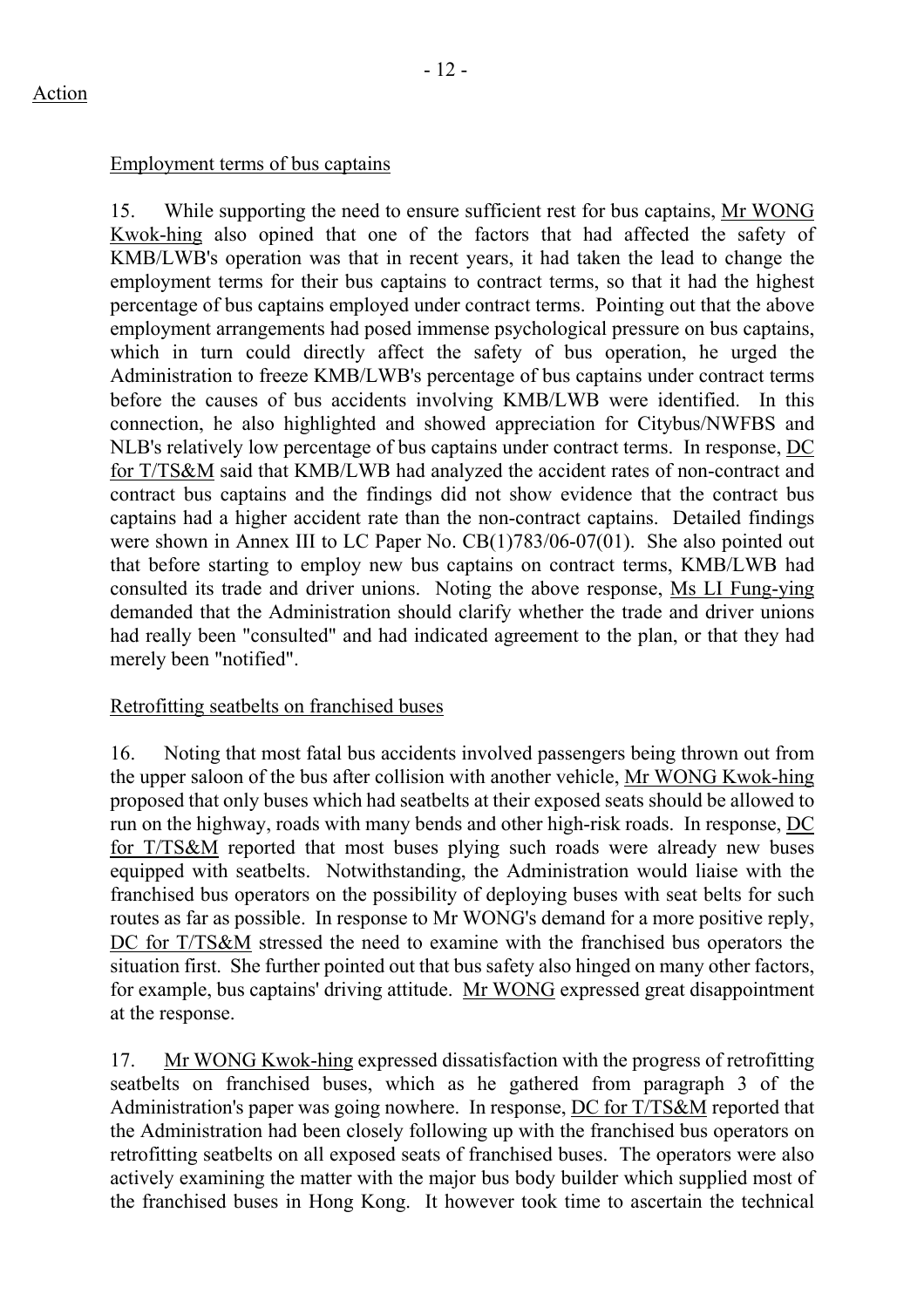Action

Employment terms of bus captains

15. While supporting the need to ensure sufficient rest for bus captains, Mr WONG Kwok-hing also opined that one of the factors that had affected the safety of KMB/LWB's operation was that in recent years, it had taken the lead to change the employment terms for their bus captains to contract terms, so that it had the highest percentage of bus captains employed under contract terms. Pointing out that the above employment arrangements had posed immense psychological pressure on bus captains, which in turn could directly affect the safety of bus operation, he urged the Administration to freeze KMB/LWB's percentage of bus captains under contract terms before the causes of bus accidents involving KMB/LWB were identified. In this connection, he also highlighted and showed appreciation for Citybus/NWFBS and NLB's relatively low percentage of bus captains under contract terms. In response, DC for T/TS&M said that KMB/LWB had analyzed the accident rates of non-contract and contract bus captains and the findings did not show evidence that the contract bus captains had a higher accident rate than the non-contract captains. Detailed findings were shown in Annex III to LC Paper No. CB(1)783/06-07(01). She also pointed out that before starting to employ new bus captains on contract terms, KMB/LWB had consulted its trade and driver unions. Noting the above response, Ms LI Fung-ying demanded that the Administration should clarify whether the trade and driver unions had really been "consulted" and had indicated agreement to the plan, or that they had merely been "notified".

Retrofitting seatbelts on franchised buses

16. Noting that most fatal bus accidents involved passengers being thrown out from the upper saloon of the bus after collision with another vehicle, Mr WONG Kwok-hing proposed that only buses which had seatbelts at their exposed seats should be allowed to run on the highway, roads with many bends and other high-risk roads. In response, DC for T/TS&M reported that most buses plying such roads were already new buses equipped with seatbelts. Notwithstanding, the Administration would liaise with the franchised bus operators on the possibility of deploying buses with seat belts for such routes as far as possible. In response to Mr WONG's demand for a more positive reply, DC for T/TS&M stressed the need to examine with the franchised bus operators the situation first. She further pointed out that bus safety also hinged on many other factors, for example, bus captains' driving attitude. Mr WONG expressed great disappointment at the response.

17. Mr WONG Kwok-hing expressed dissatisfaction with the progress of retrofitting seatbelts on franchised buses, which as he gathered from paragraph 3 of the Administration's paper was going nowhere. In response, DC for T/TS&M reported that the Administration had been closely following up with the franchised bus operators on retrofitting seatbelts on all exposed seats of franchised buses. The operators were also actively examining the matter with the major bus body builder which supplied most of the franchised buses in Hong Kong. It however took time to ascertain the technical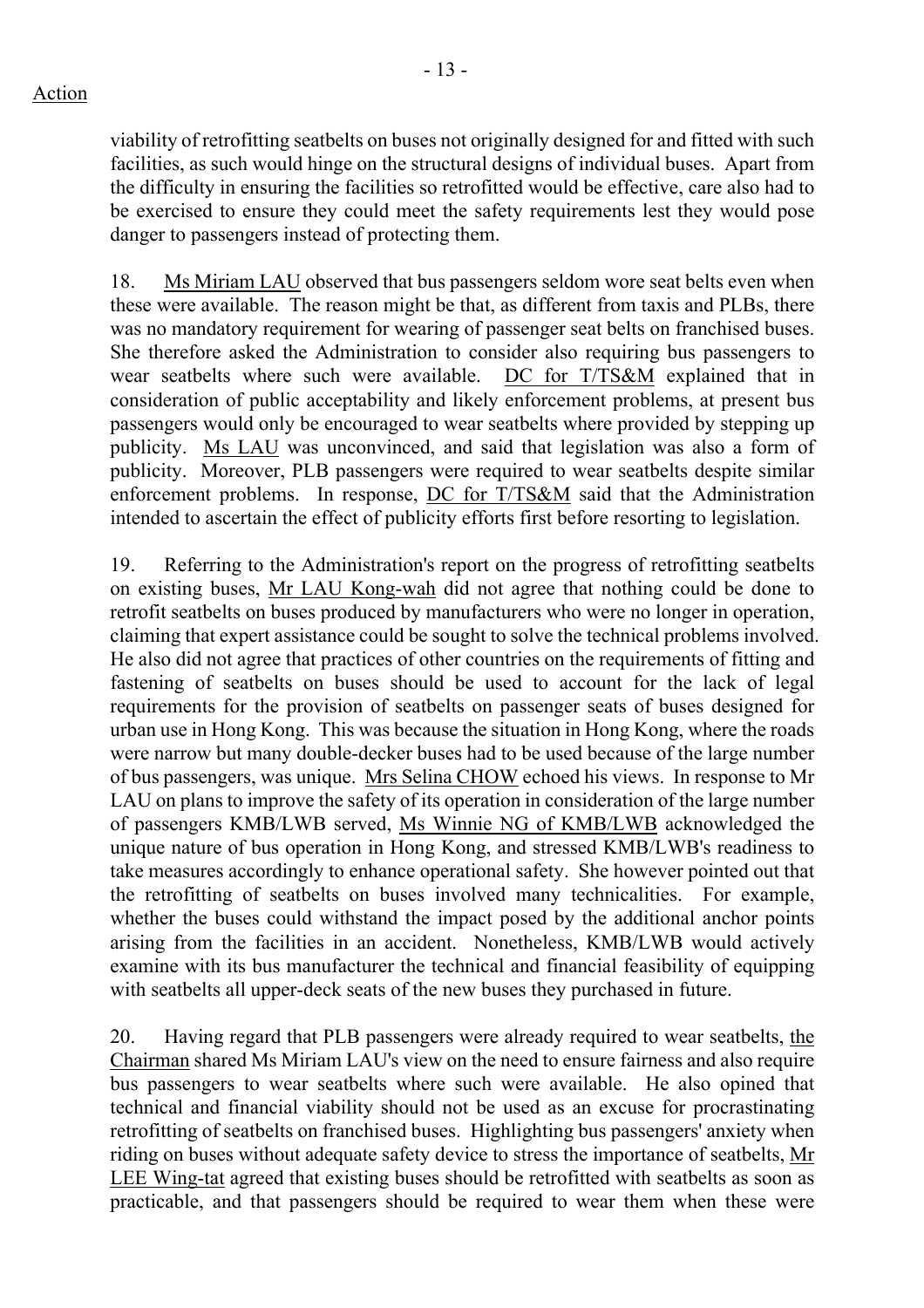Action

viability of retrofitting seatbelts on buses not originally designed for and fitted with such facilities, as such would hinge on the structural designs of individual buses. Apart from the difficulty in ensuring the facilities so retrofitted would be effective, care also had to be exercised to ensure they could meet the safety requirements lest they would pose danger to passengers instead of protecting them.

18. Ms Miriam LAU observed that bus passengers seldom wore seat belts even when these were available. The reason might be that, as different from taxis and PLBs, there was no mandatory requirement for wearing of passenger seat belts on franchised buses. She therefore asked the Administration to consider also requiring bus passengers to wear seatbelts where such were available. DC for T/TS&M explained that in consideration of public acceptability and likely enforcement problems, at present bus passengers would only be encouraged to wear seatbelts where provided by stepping up publicity. Ms LAU was unconvinced, and said that legislation was also a form of publicity. Moreover, PLB passengers were required to wear seatbelts despite similar enforcement problems. In response, DC for T/TS&M said that the Administration intended to ascertain the effect of publicity efforts first before resorting to legislation.

19. Referring to the Administration's report on the progress of retrofitting seatbelts on existing buses, Mr LAU Kong-wah did not agree that nothing could be done to retrofit seatbelts on buses produced by manufacturers who were no longer in operation, claiming that expert assistance could be sought to solve the technical problems involved. He also did not agree that practices of other countries on the requirements of fitting and fastening of seatbelts on buses should be used to account for the lack of legal requirements for the provision of seatbelts on passenger seats of buses designed for urban use in Hong Kong. This was because the situation in Hong Kong, where the roads were narrow but many double-decker buses had to be used because of the large number of bus passengers, was unique. Mrs Selina CHOW echoed his views. In response to Mr LAU on plans to improve the safety of its operation in consideration of the large number of passengers KMB/LWB served, Ms Winnie NG of KMB/LWB acknowledged the unique nature of bus operation in Hong Kong, and stressed KMB/LWB's readiness to take measures accordingly to enhance operational safety. She however pointed out that the retrofitting of seatbelts on buses involved many technicalities. For example, whether the buses could withstand the impact posed by the additional anchor points arising from the facilities in an accident. Nonetheless, KMB/LWB would actively examine with its bus manufacturer the technical and financial feasibility of equipping with seatbelts all upper-deck seats of the new buses they purchased in future.

20. Having regard that PLB passengers were already required to wear seatbelts, the Chairman shared Ms Miriam LAU's view on the need to ensure fairness and also require bus passengers to wear seatbelts where such were available. He also opined that technical and financial viability should not be used as an excuse for procrastinating retrofitting of seatbelts on franchised buses. Highlighting bus passengers' anxiety when riding on buses without adequate safety device to stress the importance of seatbelts, Mr LEE Wing-tat agreed that existing buses should be retrofitted with seatbelts as soon as practicable, and that passengers should be required to wear them when these were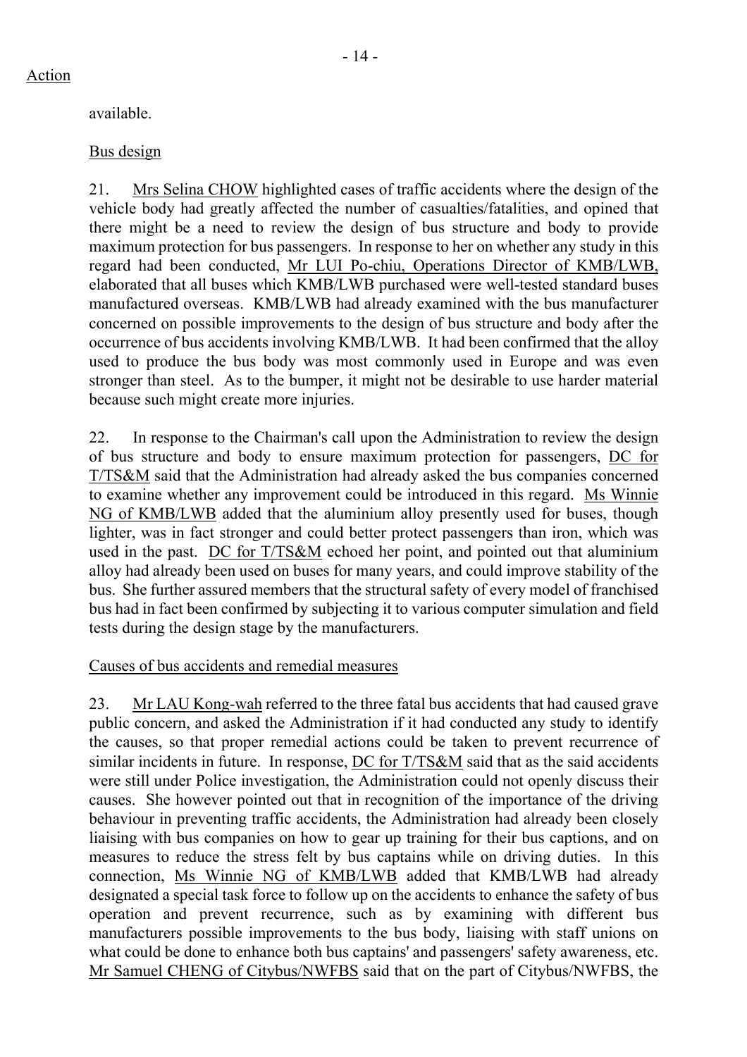Action

available.

Bus design

21. Mrs Selina CHOW highlighted cases of traffic accidents where the design of the vehicle body had greatly affected the number of casualties/fatalities, and opined that there might be a need to review the design of bus structure and body to provide maximum protection for bus passengers. In response to her on whether any study in this regard had been conducted, Mr LUI Po-chiu, Operations Director of KMB/LWB, elaborated that all buses which KMB/LWB purchased were well-tested standard buses manufactured overseas. KMB/LWB had already examined with the bus manufacturer concerned on possible improvements to the design of bus structure and body after the occurrence of bus accidents involving KMB/LWB. It had been confirmed that the alloy used to produce the bus body was most commonly used in Europe and was even stronger than steel. As to the bumper, it might not be desirable to use harder material because such might create more injuries.

22. In response to the Chairman's call upon the Administration to review the design of bus structure and body to ensure maximum protection for passengers, DC for T/TS&M said that the Administration had already asked the bus companies concerned to examine whether any improvement could be introduced in this regard. Ms Winnie NG of KMB/LWB added that the aluminium alloy presently used for buses, though lighter, was in fact stronger and could better protect passengers than iron, which was used in the past. DC for T/TS&M echoed her point, and pointed out that aluminium alloy had already been used on buses for many years, and could improve stability of the bus. She further assured members that the structural safety of every model of franchised bus had in fact been confirmed by subjecting it to various computer simulation and field tests during the design stage by the manufacturers.

Causes of bus accidents and remedial measures

23. Mr LAU Kong-wah referred to the three fatal bus accidents that had caused grave public concern, and asked the Administration if it had conducted any study to identify the causes, so that proper remedial actions could be taken to prevent recurrence of similar incidents in future. In response, DC for T/TS&M said that as the said accidents were still under Police investigation, the Administration could not openly discuss their causes. She however pointed out that in recognition of the importance of the driving behaviour in preventing traffic accidents, the Administration had already been closely liaising with bus companies on how to gear up training for their bus captions, and on measures to reduce the stress felt by bus captains while on driving duties. In this connection, Ms Winnie NG of KMB/LWB added that KMB/LWB had already designated a special task force to follow up on the accidents to enhance the safety of bus operation and prevent recurrence, such as by examining with different bus manufacturers possible improvements to the bus body, liaising with staff unions on what could be done to enhance both bus captains' and passengers' safety awareness, etc. Mr Samuel CHENG of Citybus/NWFBS said that on the part of Citybus/NWFBS, the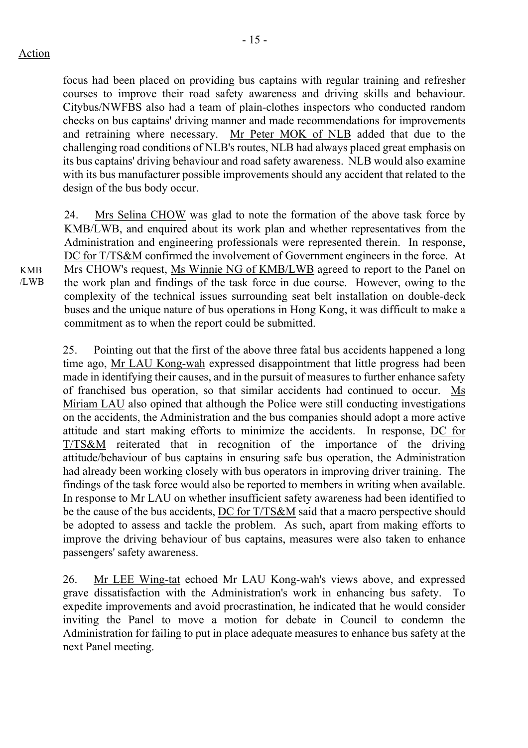Action

focus had been placed on providing bus captains with regular training and refresher courses to improve their road safety awareness and driving skills and behaviour. Citybus/NWFBS also had a team of plain-clothes inspectors who conducted random checks on bus captains' driving manner and made recommendations for improvements and retraining where necessary. Mr Peter MOK of NLB added that due to the challenging road conditions of NLB's routes, NLB had always placed great emphasis on its bus captains' driving behaviour and road safety awareness. NLB would also examine with its bus manufacturer possible improvements should any accident that related to the design of the bus body occur.

24. Mrs Selina CHOW was glad to note the formation of the above task force by KMB/LWB, and enquired about its work plan and whether representatives from the Administration and engineering professionals were represented therein. In response, DC for T/TS&M confirmed the involvement of Government engineers in the force. At Mrs CHOW's request, Ms Winnie NG of KMB/LWB agreed to report to the Panel on the work plan and findings of the task force in due course. However, owing to the complexity of the technical issues surrounding seat belt installation on double-deck buses and the unique nature of bus operations in Hong Kong, it was difficult to make a commitment as to when the report could be submitted.

KMB /LWB

25. Pointing out that the first of the above three fatal bus accidents happened a long time ago, Mr LAU Kong-wah expressed disappointment that little progress had been made in identifying their causes, and in the pursuit of measures to further enhance safety of franchised bus operation, so that similar accidents had continued to occur. Ms Miriam LAU also opined that although the Police were still conducting investigations on the accidents, the Administration and the bus companies should adopt a more active attitude and start making efforts to minimize the accidents. In response, DC for T/TS&M reiterated that in recognition of the importance of the driving attitude/behaviour of bus captains in ensuring safe bus operation, the Administration had already been working closely with bus operators in improving driver training. The findings of the task force would also be reported to members in writing when available. In response to Mr LAU on whether insufficient safety awareness had been identified to be the cause of the bus accidents, DC for T/TS&M said that a macro perspective should be adopted to assess and tackle the problem. As such, apart from making efforts to improve the driving behaviour of bus captains, measures were also taken to enhance passengers' safety awareness.

26. Mr LEE Wing-tat echoed Mr LAU Kong-wah's views above, and expressed grave dissatisfaction with the Administration's work in enhancing bus safety. To expedite improvements and avoid procrastination, he indicated that he would consider inviting the Panel to move a motion for debate in Council to condemn the Administration for failing to put in place adequate measures to enhance bus safety at the next Panel meeting.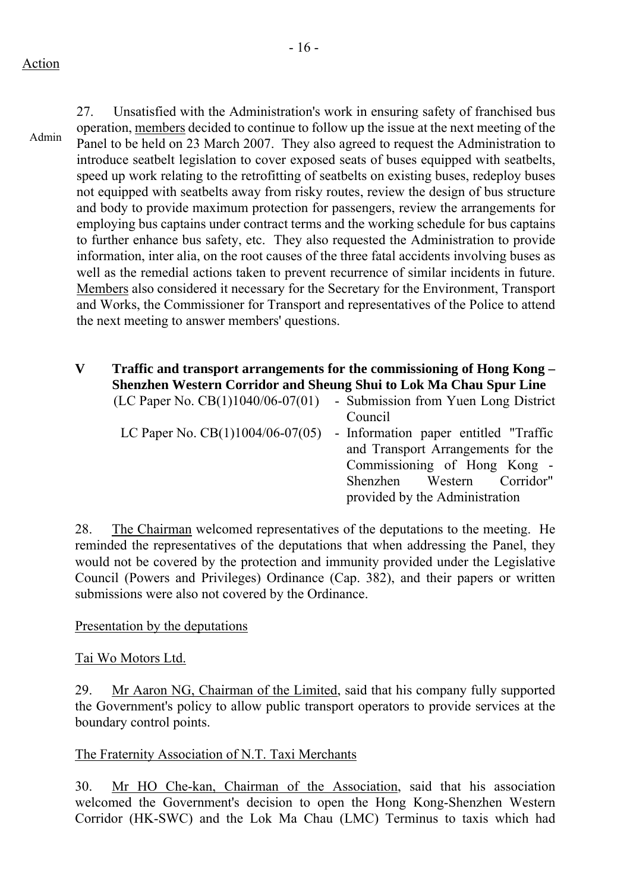Action

Admin

27. Unsatisfied with the Administration's work in ensuring safety of franchised bus operation, <u>members</u> decided to continue to follow up the issue at the next meeting of the Panel to be held on 23 March 2007. They also agreed to request the Administration to introduce seatbelt legislation to cover exposed seats of buses equipped with seatbelts, speed up work relating to the retrofitting of seatbelts on existing buses, redeploy buses not equipped with seatbelts away from risky routes, review the design of bus structure and body to provide maximum protection for passengers, review the arrangements for employing bus captains under contract terms and the working schedule for bus captains to further enhance bus safety, etc. They also requested the Administration to provide information, inter alia, on the root causes of the three fatal accidents involving buses as well as the remedial actions taken to prevent recurrence of similar incidents in future. <u>Members</u> also considered it necessary for the Secretary for the Environment, Transport and Works, the Commissioner for Transport and representatives of the Police to attend the next meeting to answer members' questions.

## V Traffic and transport arrangements for the commissioning of Hong Kong – Shenzhen Western Corridor and Sheung Shui to Lok Ma Chau Spur Line

(LC Paper No. CB(1)1040/06-07(01) - Submission from Yuen Long District Council

LC Paper No. CB(1)1004/06-07(05) - Information paper entitled "Traffic and Transport Arrangements for the Commissioning of Hong Kong - Shenzhen Western Corridor" provided by the Administration

28. <u>The Chairman</u> welcomed representatives of the deputations to the meeting. He reminded the representatives of the deputations that when addressing the Panel, they would not be covered by the protection and immunity provided under the Legislative Council (Powers and Privileges) Ordinance (Cap. 382), and their papers or written submissions were also not covered by the Ordinance.

<u>Presentation by the deputations</u>

<u>Tai Wo Motors Ltd.</u>

29. <u>Mr Aaron NG, Chairman of the Limited</u>, said that his company fully supported the Government's policy to allow public transport operators to provide services at the boundary control points.

<u>The Fraternity Association of N.T. Taxi Merchants</u>

30. <u>Mr HO Che-kan, Chairman of the Association</u>, said that his association welcomed the Government's decision to open the Hong Kong-Shenzhen Western Corridor (HK-SWC) and the Lok Ma Chau (LMC) Terminus to taxis which had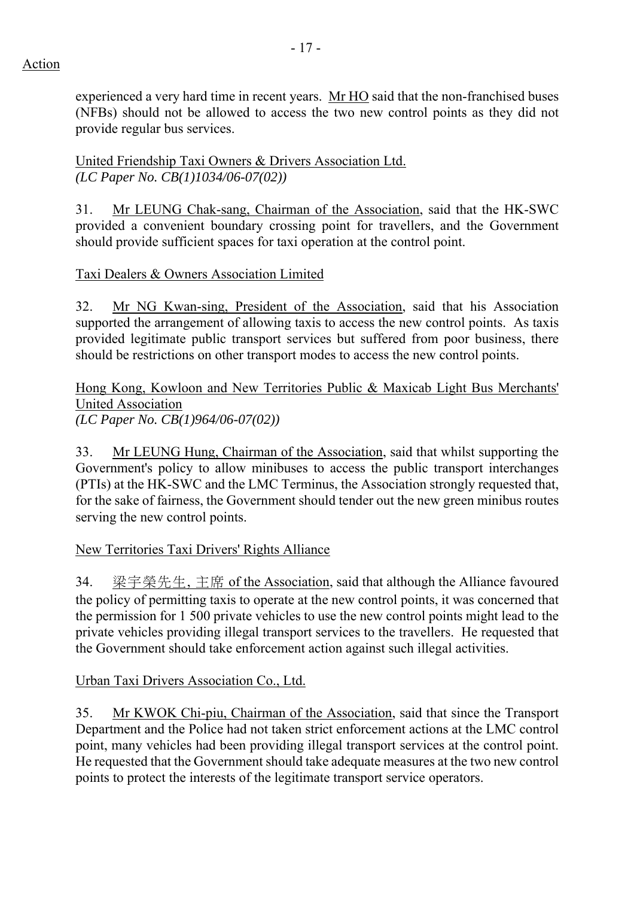Action

experienced a very hard time in recent years. Mr HO said that the non-franchised buses (NFBs) should not be allowed to access the two new control points as they did not provide regular bus services.

United Friendship Taxi Owners & Drivers Association Ltd.
*(LC Paper No. CB(1)1034/06-07(02))*

31. Mr LEUNG Chak-sang, Chairman of the Association, said that the HK-SWC provided a convenient boundary crossing point for travellers, and the Government should provide sufficient spaces for taxi operation at the control point.

Taxi Dealers & Owners Association Limited

32. Mr NG Kwan-sing, President of the Association, said that his Association supported the arrangement of allowing taxis to access the new control points. As taxis provided legitimate public transport services but suffered from poor business, there should be restrictions on other transport modes to access the new control points.

Hong Kong, Kowloon and New Territories Public & Maxicab Light Bus Merchants' United Association
*(LC Paper No. CB(1)964/06-07(02))*

33. Mr LEUNG Hung, Chairman of the Association, said that whilst supporting the Government's policy to allow minibuses to access the public transport interchanges (PTIs) at the HK-SWC and the LMC Terminus, the Association strongly requested that, for the sake of fairness, the Government should tender out the new green minibus routes serving the new control points.

New Territories Taxi Drivers' Rights Alliance

34. 梁宇榮先生, 主席 of the Association, said that although the Alliance favoured the policy of permitting taxis to operate at the new control points, it was concerned that the permission for 1 500 private vehicles to use the new control points might lead to the private vehicles providing illegal transport services to the travellers. He requested that the Government should take enforcement action against such illegal activities.

Urban Taxi Drivers Association Co., Ltd.

35. Mr KWOK Chi-piu, Chairman of the Association, said that since the Transport Department and the Police had not taken strict enforcement actions at the LMC control point, many vehicles had been providing illegal transport services at the control point. He requested that the Government should take adequate measures at the two new control points to protect the interests of the legitimate transport service operators.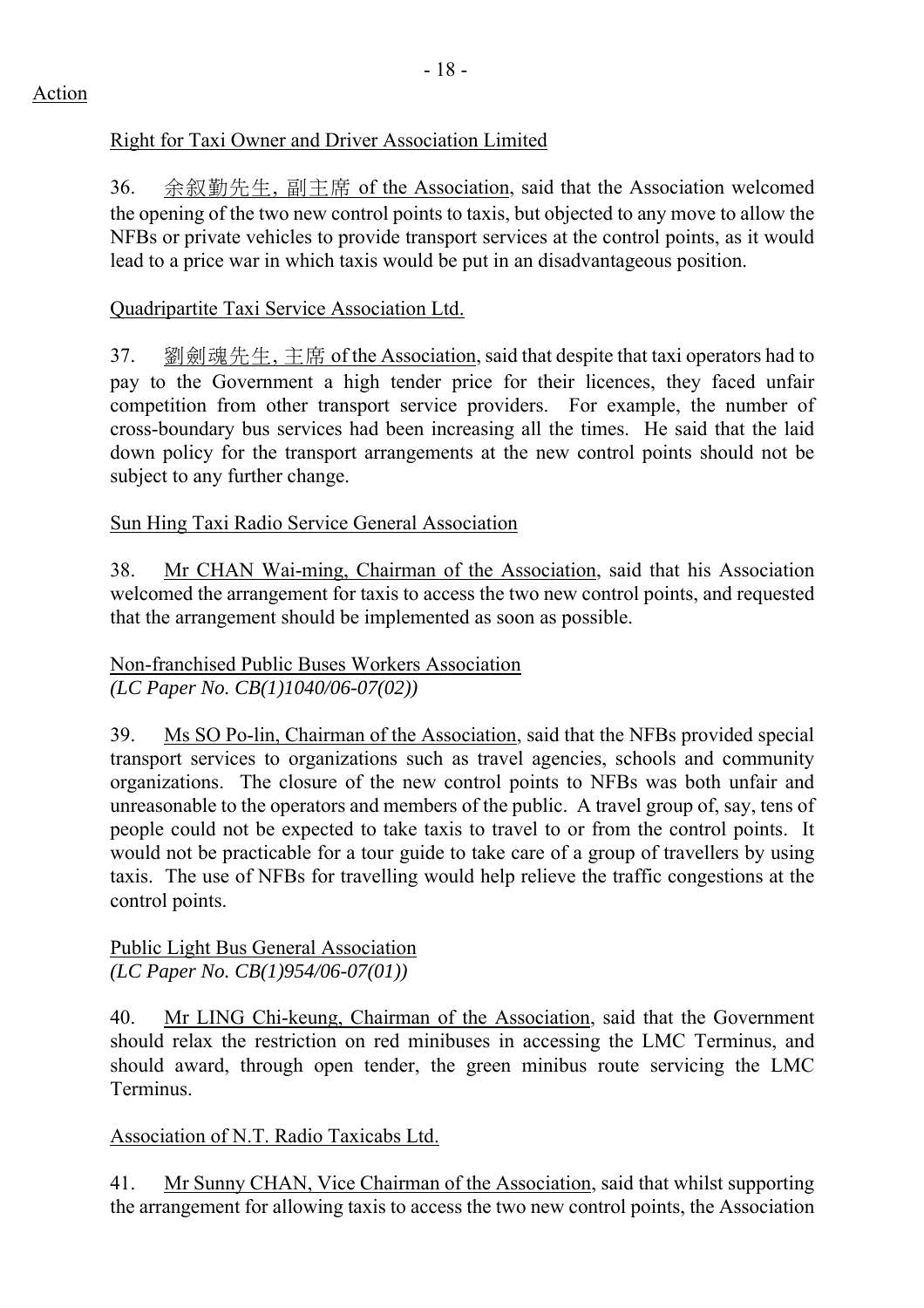Action

Right for Taxi Owner and Driver Association Limited

36. 余叙勤先生, 副主席 of the Association, said that the Association welcomed the opening of the two new control points to taxis, but objected to any move to allow the NFBs or private vehicles to provide transport services at the control points, as it would lead to a price war in which taxis would be put in an disadvantageous position.

Quadripartite Taxi Service Association Ltd.

37. 劉劍魂先生, 主席 of the Association, said that despite that taxi operators had to pay to the Government a high tender price for their licences, they faced unfair competition from other transport service providers. For example, the number of cross-boundary bus services had been increasing all the times. He said that the laid down policy for the transport arrangements at the new control points should not be subject to any further change.

Sun Hing Taxi Radio Service General Association

38. Mr CHAN Wai-ming, Chairman of the Association, said that his Association welcomed the arrangement for taxis to access the two new control points, and requested that the arrangement should be implemented as soon as possible.

Non-franchised Public Buses Workers Association
*(LC Paper No. CB(1)1040/06-07(02))*

39. Ms SO Po-lin, Chairman of the Association, said that the NFBs provided special transport services to organizations such as travel agencies, schools and community organizations. The closure of the new control points to NFBs was both unfair and unreasonable to the operators and members of the public. A travel group of, say, tens of people could not be expected to take taxis to travel to or from the control points. It would not be practicable for a tour guide to take care of a group of travellers by using taxis. The use of NFBs for travelling would help relieve the traffic congestions at the control points.

Public Light Bus General Association
*(LC Paper No. CB(1)954/06-07(01))*

40. Mr LING Chi-keung, Chairman of the Association, said that the Government should relax the restriction on red minibuses in accessing the LMC Terminus, and should award, through open tender, the green minibus route servicing the LMC Terminus.

Association of N.T. Radio Taxicabs Ltd.

41. Mr Sunny CHAN, Vice Chairman of the Association, said that whilst supporting the arrangement for allowing taxis to access the two new control points, the Association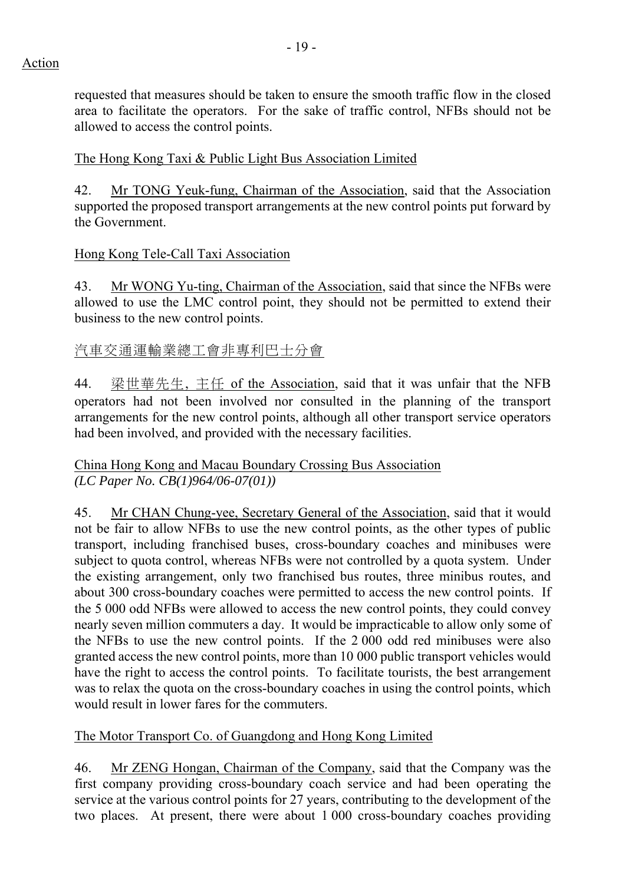Action

requested that measures should be taken to ensure the smooth traffic flow in the closed area to facilitate the operators. For the sake of traffic control, NFBs should not be allowed to access the control points.

<u>The Hong Kong Taxi & Public Light Bus Association Limited</u>

42. <u>Mr TONG Yeuk-fung, Chairman of the Association</u>, said that the Association supported the proposed transport arrangements at the new control points put forward by the Government.

<u>Hong Kong Tele-Call Taxi Association</u>

43. <u>Mr WONG Yu-ting, Chairman of the Association</u>, said that since the NFBs were allowed to use the LMC control point, they should not be permitted to extend their business to the new control points.

<u>汽車交通運輸業總工會非專利巴士分會</u>

44. <u>梁世華先生, 主任 of the Association</u>, said that it was unfair that the NFB operators had not been involved nor consulted in the planning of the transport arrangements for the new control points, although all other transport service operators had been involved, and provided with the necessary facilities.

<u>China Hong Kong and Macau Boundary Crossing Bus Association</u>
*(LC Paper No. CB(1)964/06-07(01))*

45. <u>Mr CHAN Chung-yee, Secretary General of the Association</u>, said that it would not be fair to allow NFBs to use the new control points, as the other types of public transport, including franchised buses, cross-boundary coaches and minibuses were subject to quota control, whereas NFBs were not controlled by a quota system. Under the existing arrangement, only two franchised bus routes, three minibus routes, and about 300 cross-boundary coaches were permitted to access the new control points. If the 5 000 odd NFBs were allowed to access the new control points, they could convey nearly seven million commuters a day. It would be impracticable to allow only some of the NFBs to use the new control points. If the 2 000 odd red minibuses were also granted access the new control points, more than 10 000 public transport vehicles would have the right to access the control points. To facilitate tourists, the best arrangement was to relax the quota on the cross-boundary coaches in using the control points, which would result in lower fares for the commuters.

<u>The Motor Transport Co. of Guangdong and Hong Kong Limited</u>

46. <u>Mr ZENG Hongan, Chairman of the Company</u>, said that the Company was the first company providing cross-boundary coach service and had been operating the service at the various control points for 27 years, contributing to the development of the two places. At present, there were about 1 000 cross-boundary coaches providing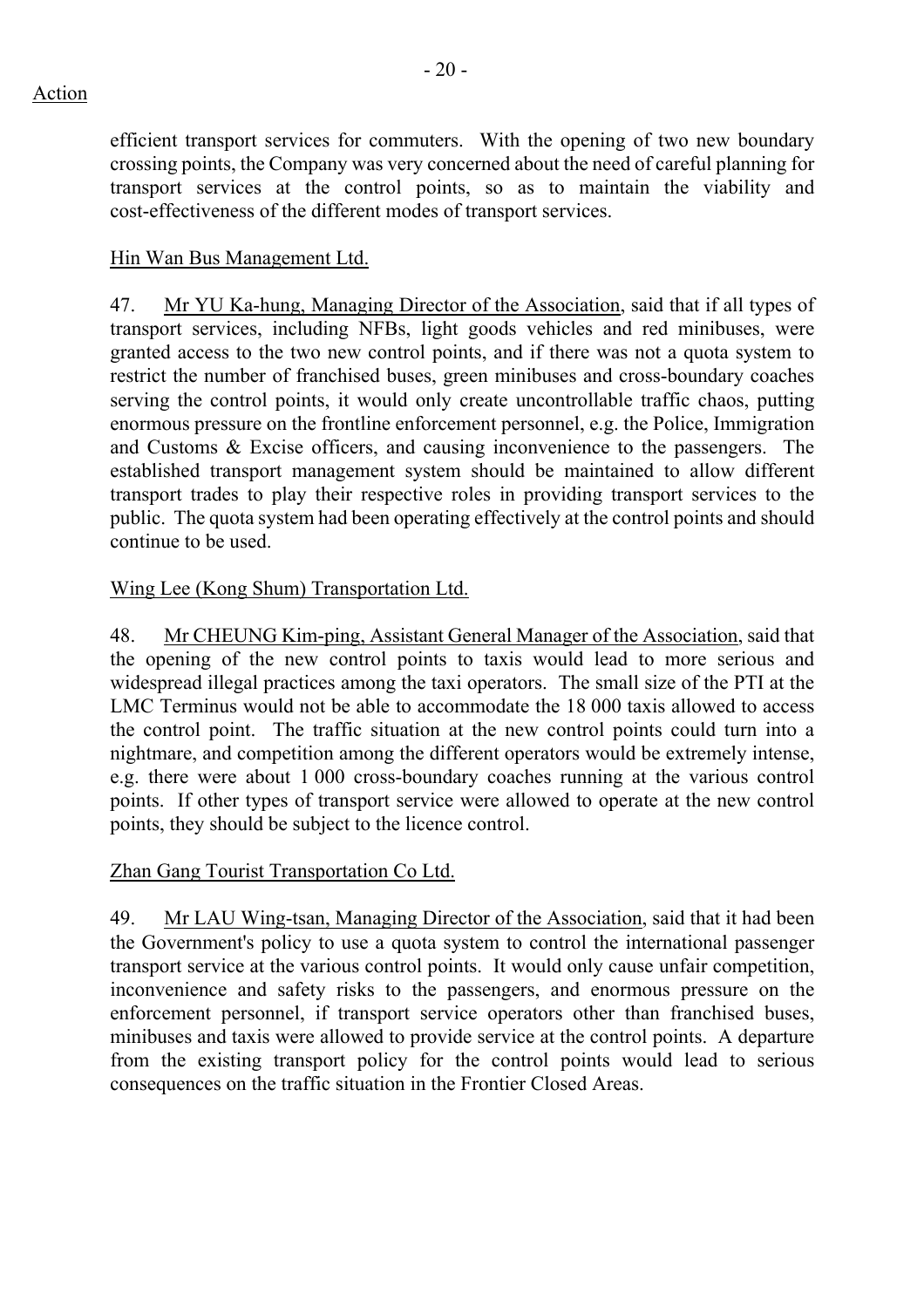efficient transport services for commuters. With the opening of two new boundary crossing points, the Company was very concerned about the need of careful planning for transport services at the control points, so as to maintain the viability and cost-effectiveness of the different modes of transport services.

<u>Hin Wan Bus Management Ltd.</u>

47. <u>Mr YU Ka-hung, Managing Director of the Association</u>, said that if all types of transport services, including NFBs, light goods vehicles and red minibuses, were granted access to the two new control points, and if there was not a quota system to restrict the number of franchised buses, green minibuses and cross-boundary coaches serving the control points, it would only create uncontrollable traffic chaos, putting enormous pressure on the frontline enforcement personnel, e.g. the Police, Immigration and Customs & Excise officers, and causing inconvenience to the passengers. The established transport management system should be maintained to allow different transport trades to play their respective roles in providing transport services to the public. The quota system had been operating effectively at the control points and should continue to be used.

<u>Wing Lee (Kong Shum) Transportation Ltd.</u>

48. <u>Mr CHEUNG Kim-ping, Assistant General Manager of the Association</u>, said that the opening of the new control points to taxis would lead to more serious and widespread illegal practices among the taxi operators. The small size of the PTI at the LMC Terminus would not be able to accommodate the 18 000 taxis allowed to access the control point. The traffic situation at the new control points could turn into a nightmare, and competition among the different operators would be extremely intense, e.g. there were about 1 000 cross-boundary coaches running at the various control points. If other types of transport service were allowed to operate at the new control points, they should be subject to the licence control.

<u>Zhan Gang Tourist Transportation Co Ltd.</u>

49. <u>Mr LAU Wing-tsan, Managing Director of the Association</u>, said that it had been the Government's policy to use a quota system to control the international passenger transport service at the various control points. It would only cause unfair competition, inconvenience and safety risks to the passengers, and enormous pressure on the enforcement personnel, if transport service operators other than franchised buses, minibuses and taxis were allowed to provide service at the control points. A departure from the existing transport policy for the control points would lead to serious consequences on the traffic situation in the Frontier Closed Areas.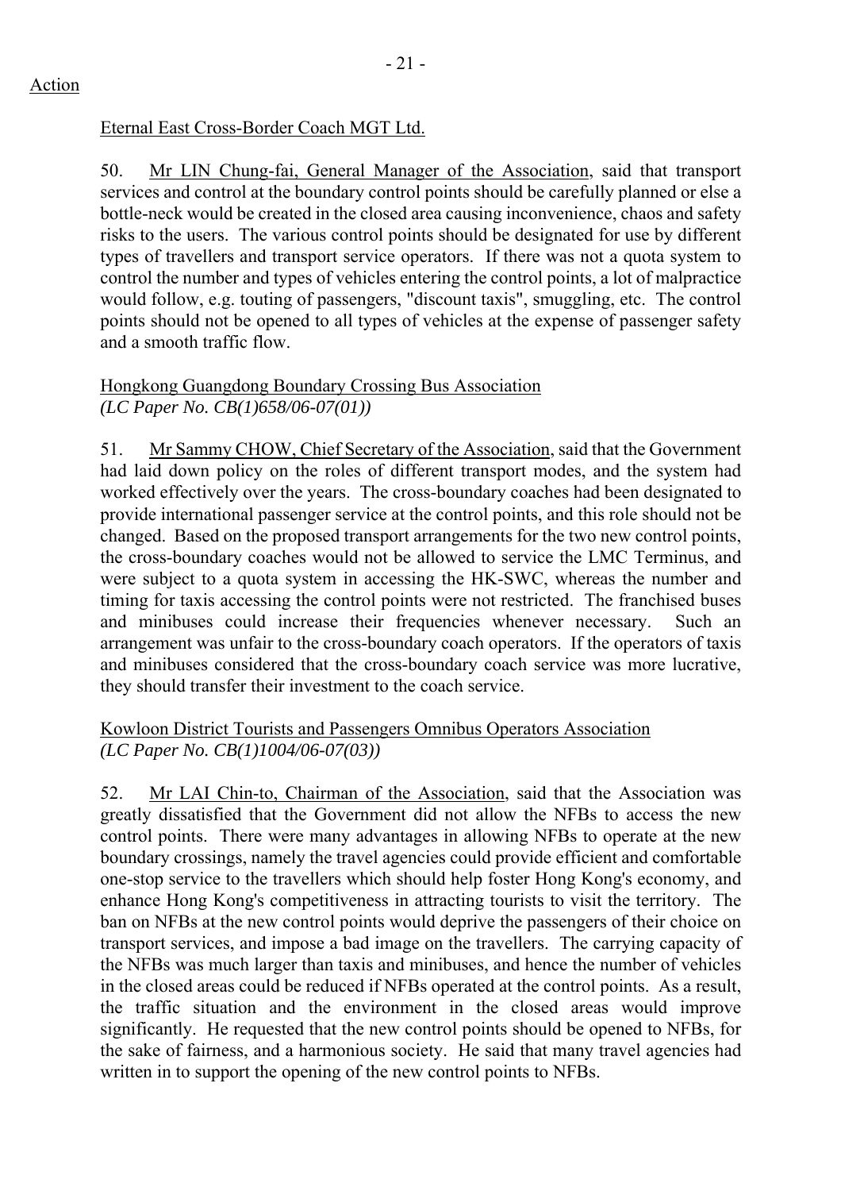Action

Eternal East Cross-Border Coach MGT Ltd.

50. Mr LIN Chung-fai, General Manager of the Association, said that transport services and control at the boundary control points should be carefully planned or else a bottle-neck would be created in the closed area causing inconvenience, chaos and safety risks to the users. The various control points should be designated for use by different types of travellers and transport service operators. If there was not a quota system to control the number and types of vehicles entering the control points, a lot of malpractice would follow, e.g. touting of passengers, "discount taxis", smuggling, etc. The control points should not be opened to all types of vehicles at the expense of passenger safety and a smooth traffic flow.

Hongkong Guangdong Boundary Crossing Bus Association
*(LC Paper No. CB(1)658/06-07(01))*

51. Mr Sammy CHOW, Chief Secretary of the Association, said that the Government had laid down policy on the roles of different transport modes, and the system had worked effectively over the years. The cross-boundary coaches had been designated to provide international passenger service at the control points, and this role should not be changed. Based on the proposed transport arrangements for the two new control points, the cross-boundary coaches would not be allowed to service the LMC Terminus, and were subject to a quota system in accessing the HK-SWC, whereas the number and timing for taxis accessing the control points were not restricted. The franchised buses and minibuses could increase their frequencies whenever necessary. Such an arrangement was unfair to the cross-boundary coach operators. If the operators of taxis and minibuses considered that the cross-boundary coach service was more lucrative, they should transfer their investment to the coach service.

Kowloon District Tourists and Passengers Omnibus Operators Association
*(LC Paper No. CB(1)1004/06-07(03))*

52. Mr LAI Chin-to, Chairman of the Association, said that the Association was greatly dissatisfied that the Government did not allow the NFBs to access the new control points. There were many advantages in allowing NFBs to operate at the new boundary crossings, namely the travel agencies could provide efficient and comfortable one-stop service to the travellers which should help foster Hong Kong's economy, and enhance Hong Kong's competitiveness in attracting tourists to visit the territory. The ban on NFBs at the new control points would deprive the passengers of their choice on transport services, and impose a bad image on the travellers. The carrying capacity of the NFBs was much larger than taxis and minibuses, and hence the number of vehicles in the closed areas could be reduced if NFBs operated at the control points. As a result, the traffic situation and the environment in the closed areas would improve significantly. He requested that the new control points should be opened to NFBs, for the sake of fairness, and a harmonious society. He said that many travel agencies had written in to support the opening of the new control points to NFBs.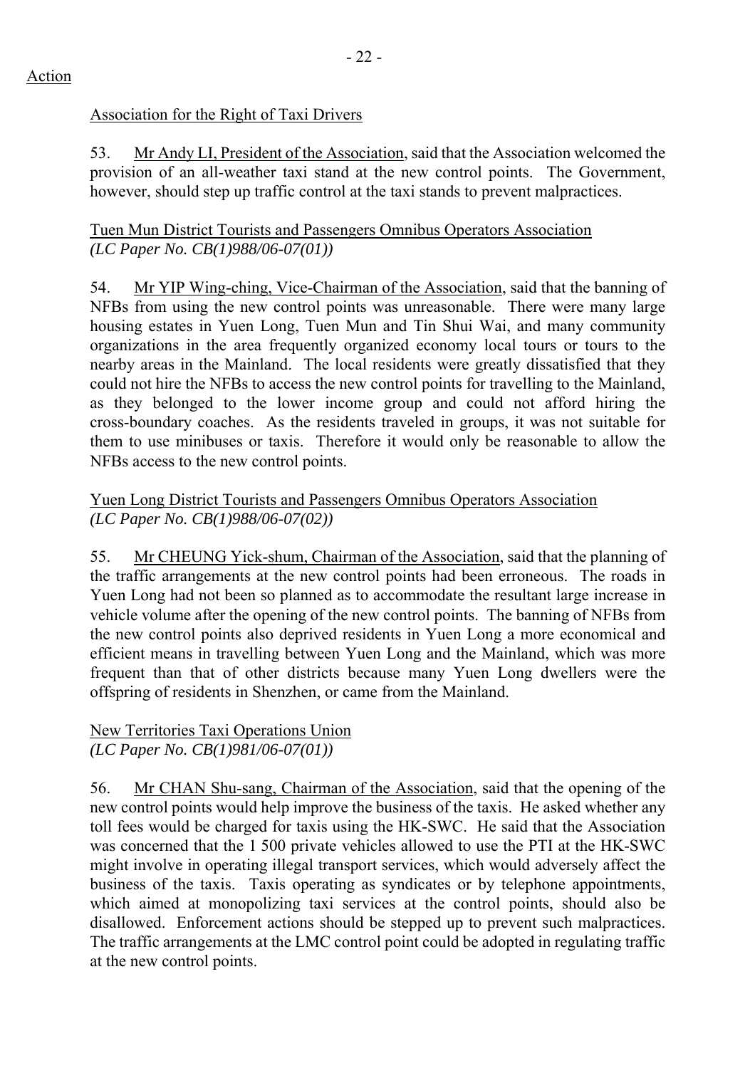Action

Association for the Right of Taxi Drivers

53. Mr Andy LI, President of the Association, said that the Association welcomed the provision of an all-weather taxi stand at the new control points. The Government, however, should step up traffic control at the taxi stands to prevent malpractices.

Tuen Mun District Tourists and Passengers Omnibus Operators Association
*(LC Paper No. CB(1)988/06-07(01))*

54. Mr YIP Wing-ching, Vice-Chairman of the Association, said that the banning of NFBs from using the new control points was unreasonable. There were many large housing estates in Yuen Long, Tuen Mun and Tin Shui Wai, and many community organizations in the area frequently organized economy local tours or tours to the nearby areas in the Mainland. The local residents were greatly dissatisfied that they could not hire the NFBs to access the new control points for travelling to the Mainland, as they belonged to the lower income group and could not afford hiring the cross-boundary coaches. As the residents traveled in groups, it was not suitable for them to use minibuses or taxis. Therefore it would only be reasonable to allow the NFBs access to the new control points.

Yuen Long District Tourists and Passengers Omnibus Operators Association
*(LC Paper No. CB(1)988/06-07(02))*

55. Mr CHEUNG Yick-shum, Chairman of the Association, said that the planning of the traffic arrangements at the new control points had been erroneous. The roads in Yuen Long had not been so planned as to accommodate the resultant large increase in vehicle volume after the opening of the new control points. The banning of NFBs from the new control points also deprived residents in Yuen Long a more economical and efficient means in travelling between Yuen Long and the Mainland, which was more frequent than that of other districts because many Yuen Long dwellers were the offspring of residents in Shenzhen, or came from the Mainland.

New Territories Taxi Operations Union
*(LC Paper No. CB(1)981/06-07(01))*

56. Mr CHAN Shu-sang, Chairman of the Association, said that the opening of the new control points would help improve the business of the taxis. He asked whether any toll fees would be charged for taxis using the HK-SWC. He said that the Association was concerned that the 1 500 private vehicles allowed to use the PTI at the HK-SWC might involve in operating illegal transport services, which would adversely affect the business of the taxis. Taxis operating as syndicates or by telephone appointments, which aimed at monopolizing taxi services at the control points, should also be disallowed. Enforcement actions should be stepped up to prevent such malpractices. The traffic arrangements at the LMC control point could be adopted in regulating traffic at the new control points.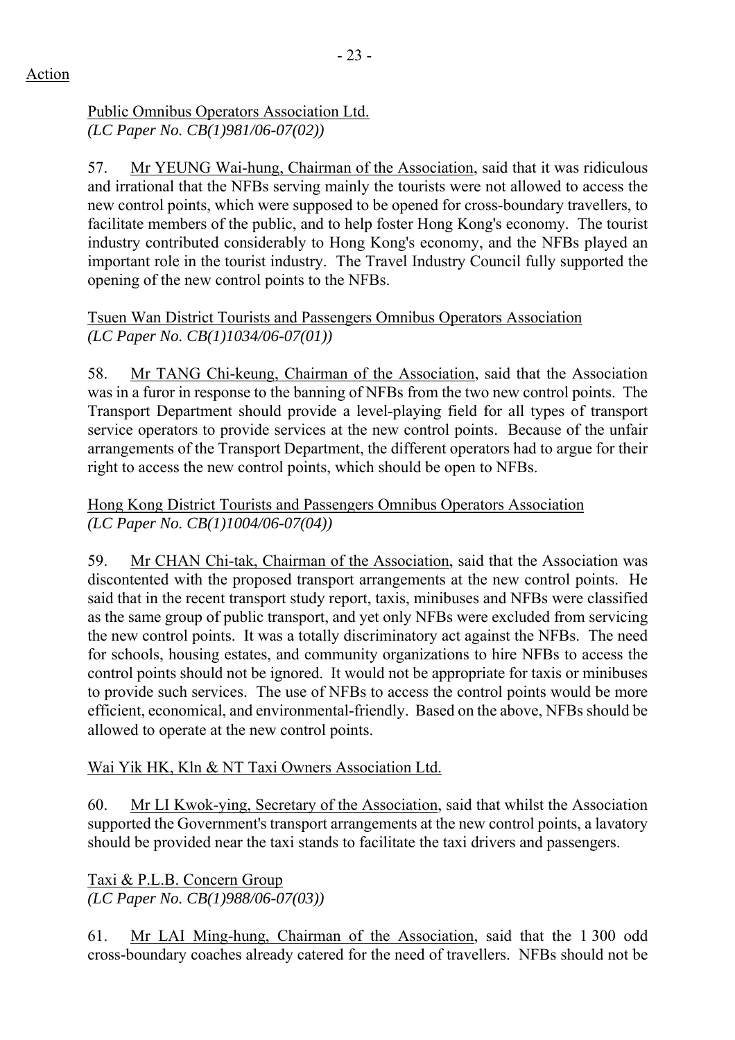Action

Public Omnibus Operators Association Ltd.
*(LC Paper No. CB(1)981/06-07(02))*

57. Mr YEUNG Wai-hung, Chairman of the Association, said that it was ridiculous and irrational that the NFBs serving mainly the tourists were not allowed to access the new control points, which were supposed to be opened for cross-boundary travellers, to facilitate members of the public, and to help foster Hong Kong's economy. The tourist industry contributed considerably to Hong Kong's economy, and the NFBs played an important role in the tourist industry. The Travel Industry Council fully supported the opening of the new control points to the NFBs.

Tsuen Wan District Tourists and Passengers Omnibus Operators Association
*(LC Paper No. CB(1)1034/06-07(01))*

58. Mr TANG Chi-keung, Chairman of the Association, said that the Association was in a furor in response to the banning of NFBs from the two new control points. The Transport Department should provide a level-playing field for all types of transport service operators to provide services at the new control points. Because of the unfair arrangements of the Transport Department, the different operators had to argue for their right to access the new control points, which should be open to NFBs.

Hong Kong District Tourists and Passengers Omnibus Operators Association
*(LC Paper No. CB(1)1004/06-07(04))*

59. Mr CHAN Chi-tak, Chairman of the Association, said that the Association was discontented with the proposed transport arrangements at the new control points. He said that in the recent transport study report, taxis, minibuses and NFBs were classified as the same group of public transport, and yet only NFBs were excluded from servicing the new control points. It was a totally discriminatory act against the NFBs. The need for schools, housing estates, and community organizations to hire NFBs to access the control points should not be ignored. It would not be appropriate for taxis or minibuses to provide such services. The use of NFBs to access the control points would be more efficient, economical, and environmental-friendly. Based on the above, NFBs should be allowed to operate at the new control points.

Wai Yik HK, Kln & NT Taxi Owners Association Ltd.

60. Mr LI Kwok-ying, Secretary of the Association, said that whilst the Association supported the Government's transport arrangements at the new control points, a lavatory should be provided near the taxi stands to facilitate the taxi drivers and passengers.

Taxi & P.L.B. Concern Group
*(LC Paper No. CB(1)988/06-07(03))*

61. Mr LAI Ming-hung, Chairman of the Association, said that the 1 300 odd cross-boundary coaches already catered for the need of travellers. NFBs should not be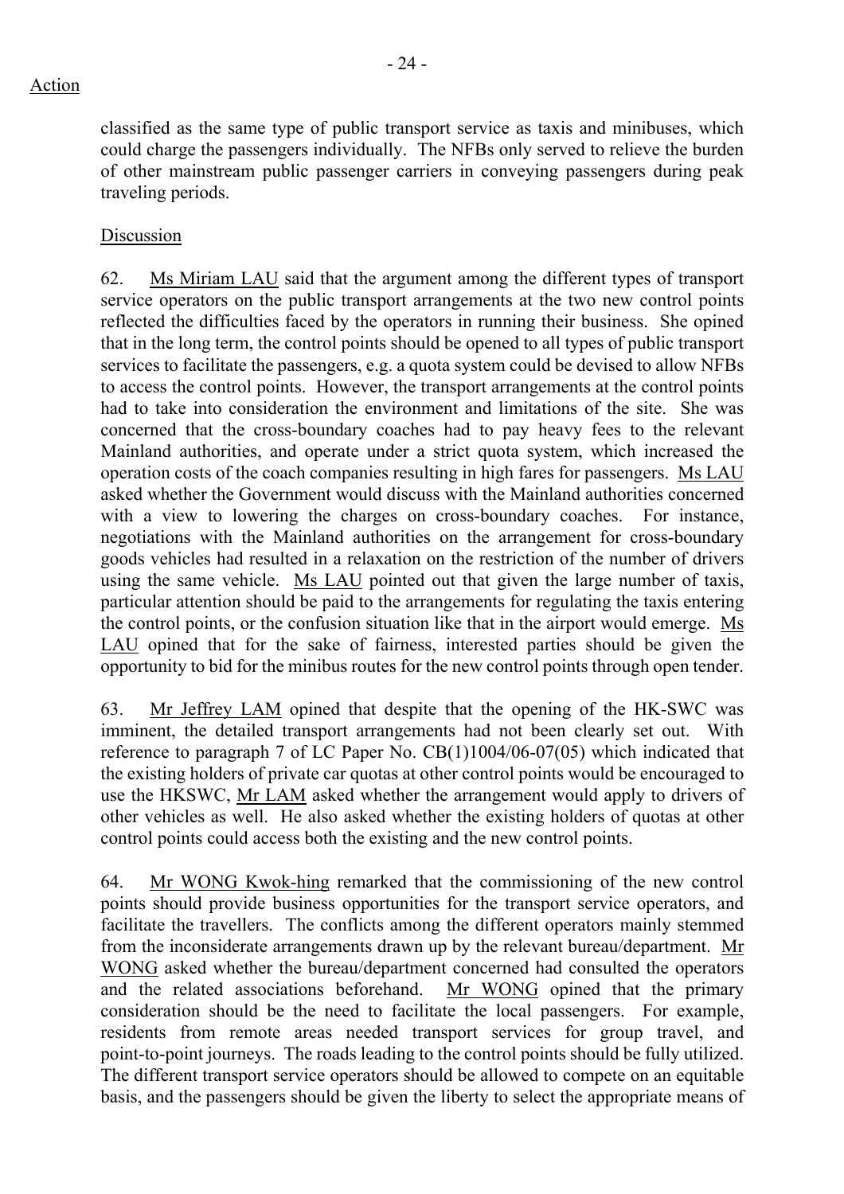classified as the same type of public transport service as taxis and minibuses, which could charge the passengers individually. The NFBs only served to relieve the burden of other mainstream public passenger carriers in conveying passengers during peak traveling periods.

Discussion

62. Ms Miriam LAU said that the argument among the different types of transport service operators on the public transport arrangements at the two new control points reflected the difficulties faced by the operators in running their business. She opined that in the long term, the control points should be opened to all types of public transport services to facilitate the passengers, e.g. a quota system could be devised to allow NFBs to access the control points. However, the transport arrangements at the control points had to take into consideration the environment and limitations of the site. She was concerned that the cross-boundary coaches had to pay heavy fees to the relevant Mainland authorities, and operate under a strict quota system, which increased the operation costs of the coach companies resulting in high fares for passengers. Ms LAU asked whether the Government would discuss with the Mainland authorities concerned with a view to lowering the charges on cross-boundary coaches. For instance, negotiations with the Mainland authorities on the arrangement for cross-boundary goods vehicles had resulted in a relaxation on the restriction of the number of drivers using the same vehicle. Ms LAU pointed out that given the large number of taxis, particular attention should be paid to the arrangements for regulating the taxis entering the control points, or the confusion situation like that in the airport would emerge. Ms LAU opined that for the sake of fairness, interested parties should be given the opportunity to bid for the minibus routes for the new control points through open tender.

63. Mr Jeffrey LAM opined that despite that the opening of the HK-SWC was imminent, the detailed transport arrangements had not been clearly set out. With reference to paragraph 7 of LC Paper No. CB(1)1004/06-07(05) which indicated that the existing holders of private car quotas at other control points would be encouraged to use the HKSWC, Mr LAM asked whether the arrangement would apply to drivers of other vehicles as well. He also asked whether the existing holders of quotas at other control points could access both the existing and the new control points.

64. Mr WONG Kwok-hing remarked that the commissioning of the new control points should provide business opportunities for the transport service operators, and facilitate the travellers. The conflicts among the different operators mainly stemmed from the inconsiderate arrangements drawn up by the relevant bureau/department. Mr WONG asked whether the bureau/department concerned had consulted the operators and the related associations beforehand. Mr WONG opined that the primary consideration should be the need to facilitate the local passengers. For example, residents from remote areas needed transport services for group travel, and point-to-point journeys. The roads leading to the control points should be fully utilized. The different transport service operators should be allowed to compete on an equitable basis, and the passengers should be given the liberty to select the appropriate means of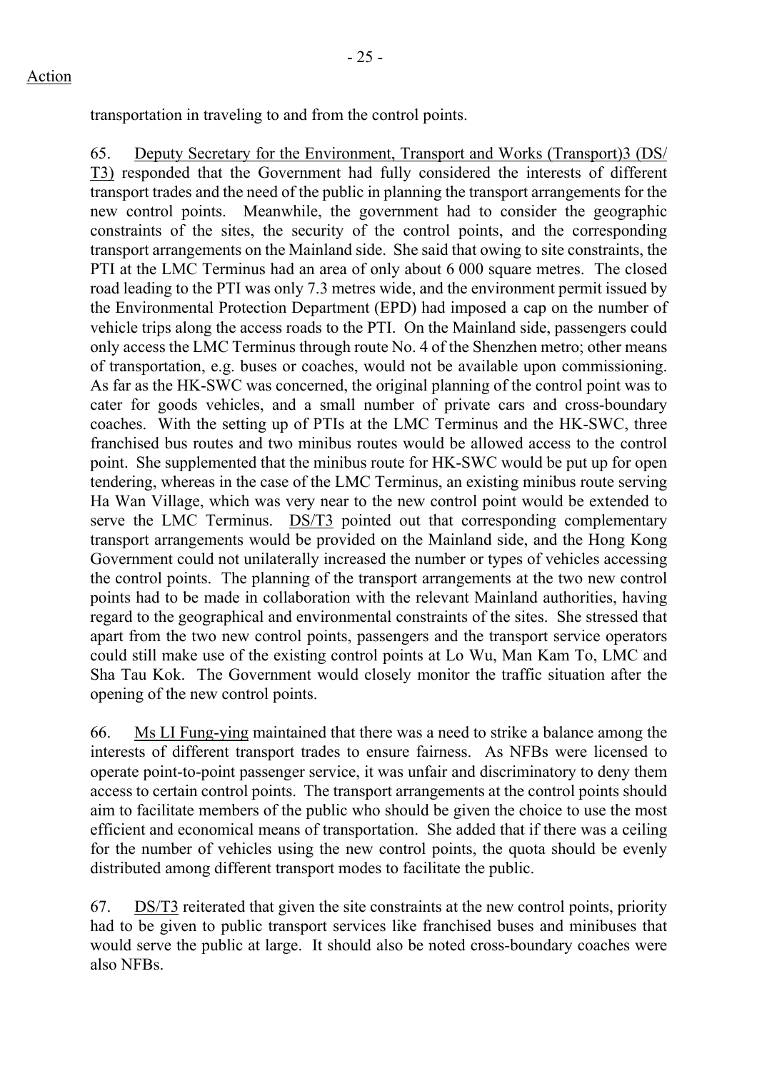Action

transportation in traveling to and from the control points.

65. Deputy Secretary for the Environment, Transport and Works (Transport)3 (DS/T3) responded that the Government had fully considered the interests of different transport trades and the need of the public in planning the transport arrangements for the new control points. Meanwhile, the government had to consider the geographic constraints of the sites, the security of the control points, and the corresponding transport arrangements on the Mainland side. She said that owing to site constraints, the PTI at the LMC Terminus had an area of only about 6 000 square metres. The closed road leading to the PTI was only 7.3 metres wide, and the environment permit issued by the Environmental Protection Department (EPD) had imposed a cap on the number of vehicle trips along the access roads to the PTI. On the Mainland side, passengers could only access the LMC Terminus through route No. 4 of the Shenzhen metro; other means of transportation, e.g. buses or coaches, would not be available upon commissioning. As far as the HK-SWC was concerned, the original planning of the control point was to cater for goods vehicles, and a small number of private cars and cross-boundary coaches. With the setting up of PTIs at the LMC Terminus and the HK-SWC, three franchised bus routes and two minibus routes would be allowed access to the control point. She supplemented that the minibus route for HK-SWC would be put up for open tendering, whereas in the case of the LMC Terminus, an existing minibus route serving Ha Wan Village, which was very near to the new control point would be extended to serve the LMC Terminus. DS/T3 pointed out that corresponding complementary transport arrangements would be provided on the Mainland side, and the Hong Kong Government could not unilaterally increased the number or types of vehicles accessing the control points. The planning of the transport arrangements at the two new control points had to be made in collaboration with the relevant Mainland authorities, having regard to the geographical and environmental constraints of the sites. She stressed that apart from the two new control points, passengers and the transport service operators could still make use of the existing control points at Lo Wu, Man Kam To, LMC and Sha Tau Kok. The Government would closely monitor the traffic situation after the opening of the new control points.

66. Ms LI Fung-ying maintained that there was a need to strike a balance among the interests of different transport trades to ensure fairness. As NFBs were licensed to operate point-to-point passenger service, it was unfair and discriminatory to deny them access to certain control points. The transport arrangements at the control points should aim to facilitate members of the public who should be given the choice to use the most efficient and economical means of transportation. She added that if there was a ceiling for the number of vehicles using the new control points, the quota should be evenly distributed among different transport modes to facilitate the public.

67. DS/T3 reiterated that given the site constraints at the new control points, priority had to be given to public transport services like franchised buses and minibuses that would serve the public at large. It should also be noted cross-boundary coaches were also NFBs.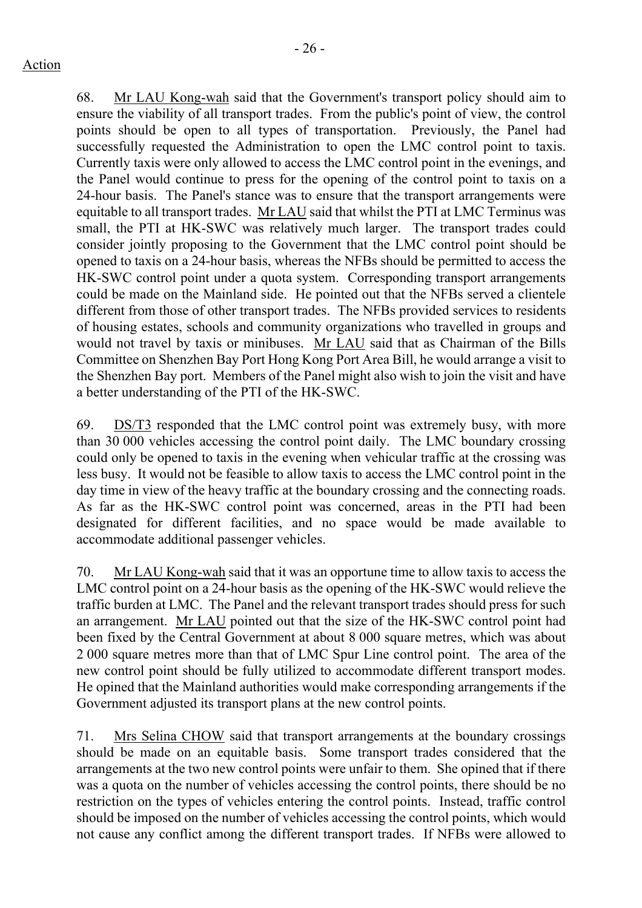Action

68. Mr LAU Kong-wah said that the Government's transport policy should aim to ensure the viability of all transport trades. From the public's point of view, the control points should be open to all types of transportation. Previously, the Panel had successfully requested the Administration to open the LMC control point to taxis. Currently taxis were only allowed to access the LMC control point in the evenings, and the Panel would continue to press for the opening of the control point to taxis on a 24-hour basis. The Panel's stance was to ensure that the transport arrangements were equitable to all transport trades. Mr LAU said that whilst the PTI at LMC Terminus was small, the PTI at HK-SWC was relatively much larger. The transport trades could consider jointly proposing to the Government that the LMC control point should be opened to taxis on a 24-hour basis, whereas the NFBs should be permitted to access the HK-SWC control point under a quota system. Corresponding transport arrangements could be made on the Mainland side. He pointed out that the NFBs served a clientele different from those of other transport trades. The NFBs provided services to residents of housing estates, schools and community organizations who travelled in groups and would not travel by taxis or minibuses. Mr LAU said that as Chairman of the Bills Committee on Shenzhen Bay Port Hong Kong Port Area Bill, he would arrange a visit to the Shenzhen Bay port. Members of the Panel might also wish to join the visit and have a better understanding of the PTI of the HK-SWC.

69. DS/T3 responded that the LMC control point was extremely busy, with more than 30 000 vehicles accessing the control point daily. The LMC boundary crossing could only be opened to taxis in the evening when vehicular traffic at the crossing was less busy. It would not be feasible to allow taxis to access the LMC control point in the day time in view of the heavy traffic at the boundary crossing and the connecting roads. As far as the HK-SWC control point was concerned, areas in the PTI had been designated for different facilities, and no space would be made available to accommodate additional passenger vehicles.

70. Mr LAU Kong-wah said that it was an opportune time to allow taxis to access the LMC control point on a 24-hour basis as the opening of the HK-SWC would relieve the traffic burden at LMC. The Panel and the relevant transport trades should press for such an arrangement. Mr LAU pointed out that the size of the HK-SWC control point had been fixed by the Central Government at about 8 000 square metres, which was about 2 000 square metres more than that of LMC Spur Line control point. The area of the new control point should be fully utilized to accommodate different transport modes. He opined that the Mainland authorities would make corresponding arrangements if the Government adjusted its transport plans at the new control points.

71. Mrs Selina CHOW said that transport arrangements at the boundary crossings should be made on an equitable basis. Some transport trades considered that the arrangements at the two new control points were unfair to them. She opined that if there was a quota on the number of vehicles accessing the control points, there should be no restriction on the types of vehicles entering the control points. Instead, traffic control should be imposed on the number of vehicles accessing the control points, which would not cause any conflict among the different transport trades. If NFBs were allowed to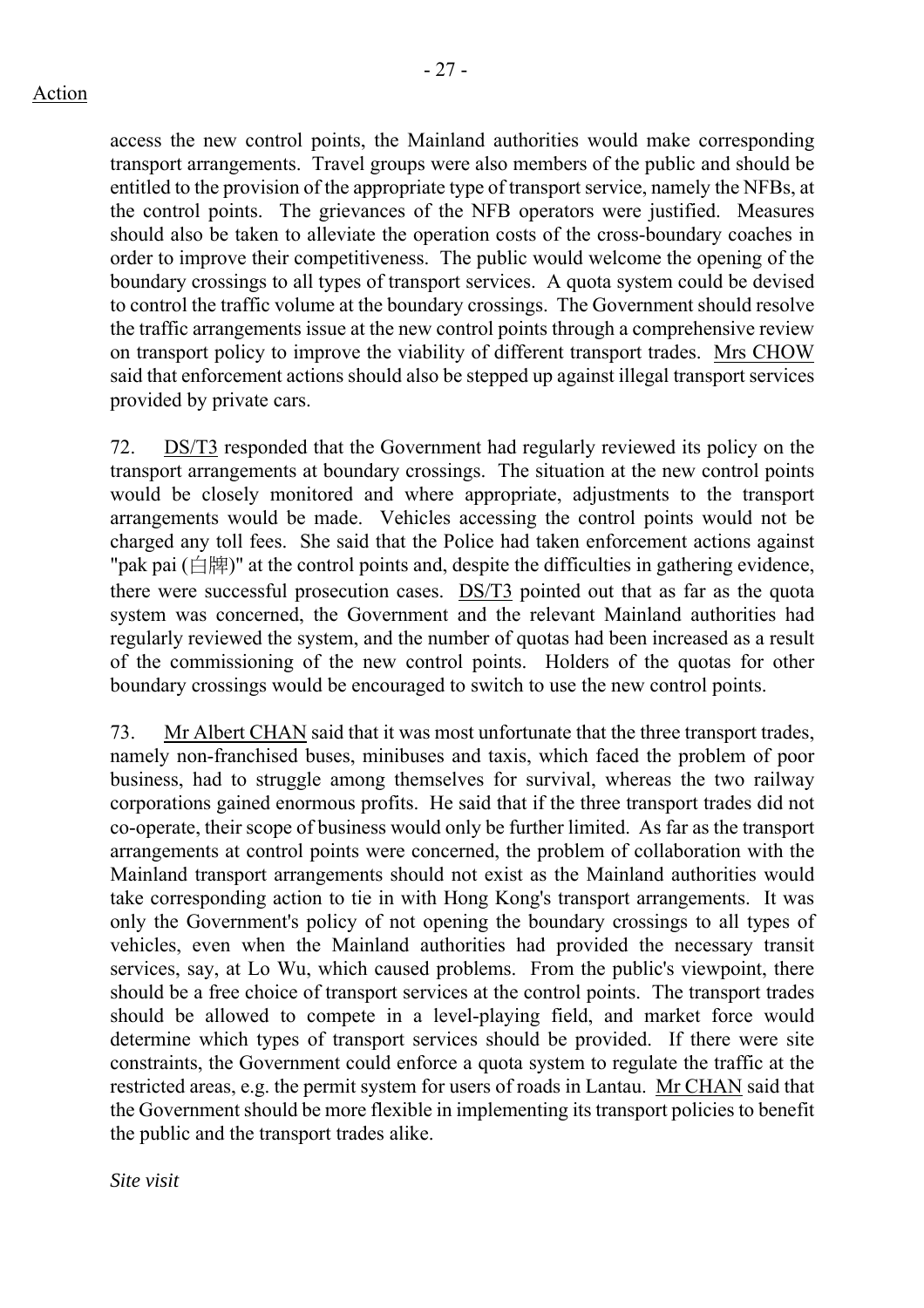access the new control points, the Mainland authorities would make corresponding transport arrangements. Travel groups were also members of the public and should be entitled to the provision of the appropriate type of transport service, namely the NFBs, at the control points. The grievances of the NFB operators were justified. Measures should also be taken to alleviate the operation costs of the cross-boundary coaches in order to improve their competitiveness. The public would welcome the opening of the boundary crossings to all types of transport services. A quota system could be devised to control the traffic volume at the boundary crossings. The Government should resolve the traffic arrangements issue at the new control points through a comprehensive review on transport policy to improve the viability of different transport trades. Mrs CHOW said that enforcement actions should also be stepped up against illegal transport services provided by private cars.

72. DS/T3 responded that the Government had regularly reviewed its policy on the transport arrangements at boundary crossings. The situation at the new control points would be closely monitored and where appropriate, adjustments to the transport arrangements would be made. Vehicles accessing the control points would not be charged any toll fees. She said that the Police had taken enforcement actions against "pak pai (白牌)" at the control points and, despite the difficulties in gathering evidence, there were successful prosecution cases. DS/T3 pointed out that as far as the quota system was concerned, the Government and the relevant Mainland authorities had regularly reviewed the system, and the number of quotas had been increased as a result of the commissioning of the new control points. Holders of the quotas for other boundary crossings would be encouraged to switch to use the new control points.

73. Mr Albert CHAN said that it was most unfortunate that the three transport trades, namely non-franchised buses, minibuses and taxis, which faced the problem of poor business, had to struggle among themselves for survival, whereas the two railway corporations gained enormous profits. He said that if the three transport trades did not co-operate, their scope of business would only be further limited. As far as the transport arrangements at control points were concerned, the problem of collaboration with the Mainland transport arrangements should not exist as the Mainland authorities would take corresponding action to tie in with Hong Kong's transport arrangements. It was only the Government's policy of not opening the boundary crossings to all types of vehicles, even when the Mainland authorities had provided the necessary transit services, say, at Lo Wu, which caused problems. From the public's viewpoint, there should be a free choice of transport services at the control points. The transport trades should be allowed to compete in a level-playing field, and market force would determine which types of transport services should be provided. If there were site constraints, the Government could enforce a quota system to regulate the traffic at the restricted areas, e.g. the permit system for users of roads in Lantau. Mr CHAN said that the Government should be more flexible in implementing its transport policies to benefit the public and the transport trades alike.

*Site visit*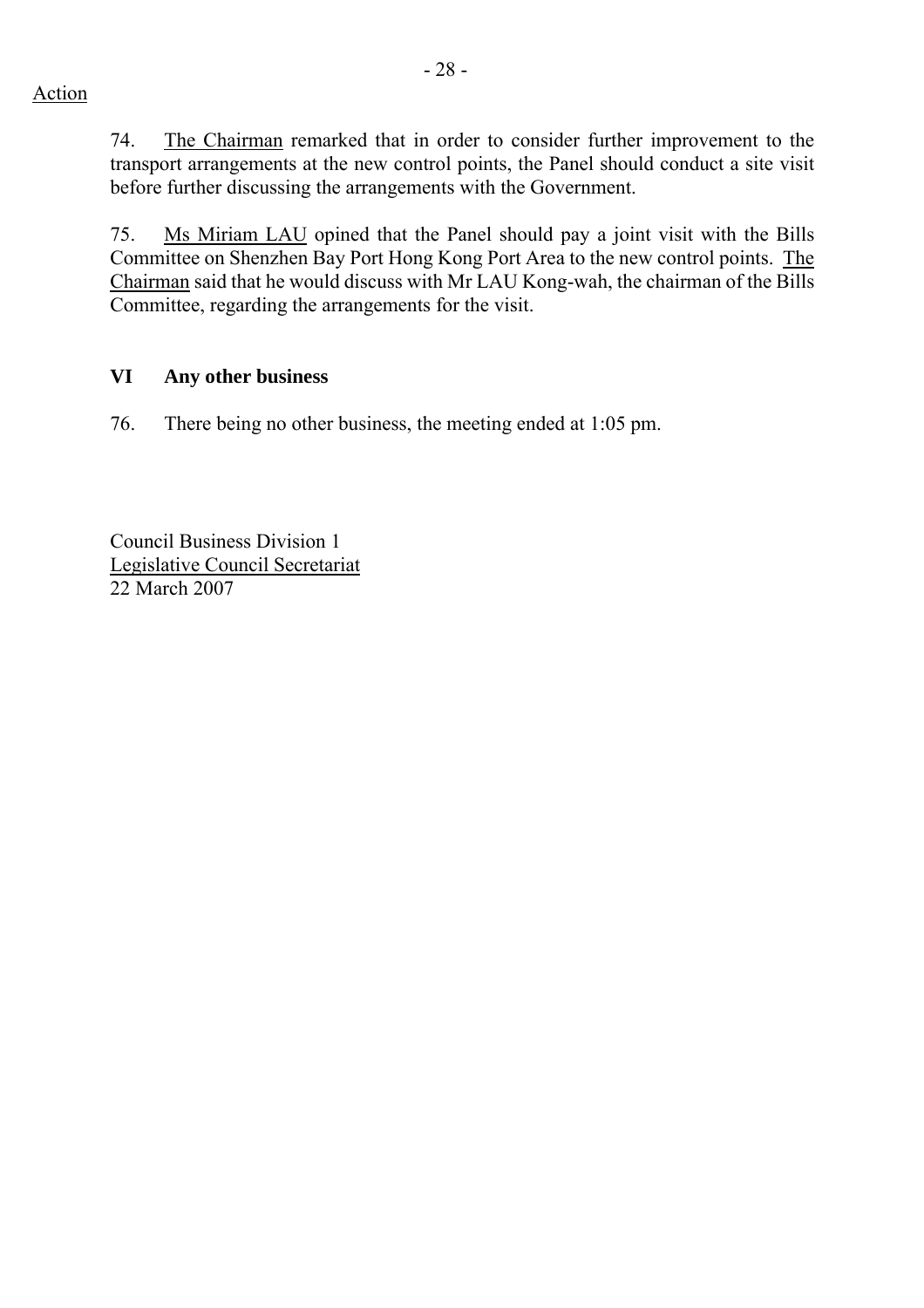Action

74. The Chairman remarked that in order to consider further improvement to the transport arrangements at the new control points, the Panel should conduct a site visit before further discussing the arrangements with the Government.

75. Ms Miriam LAU opined that the Panel should pay a joint visit with the Bills Committee on Shenzhen Bay Port Hong Kong Port Area to the new control points. The Chairman said that he would discuss with Mr LAU Kong-wah, the chairman of the Bills Committee, regarding the arrangements for the visit.

## VI Any other business

76. There being no other business, the meeting ended at 1:05 pm.

Council Business Division 1
Legislative Council Secretariat
22 March 2007